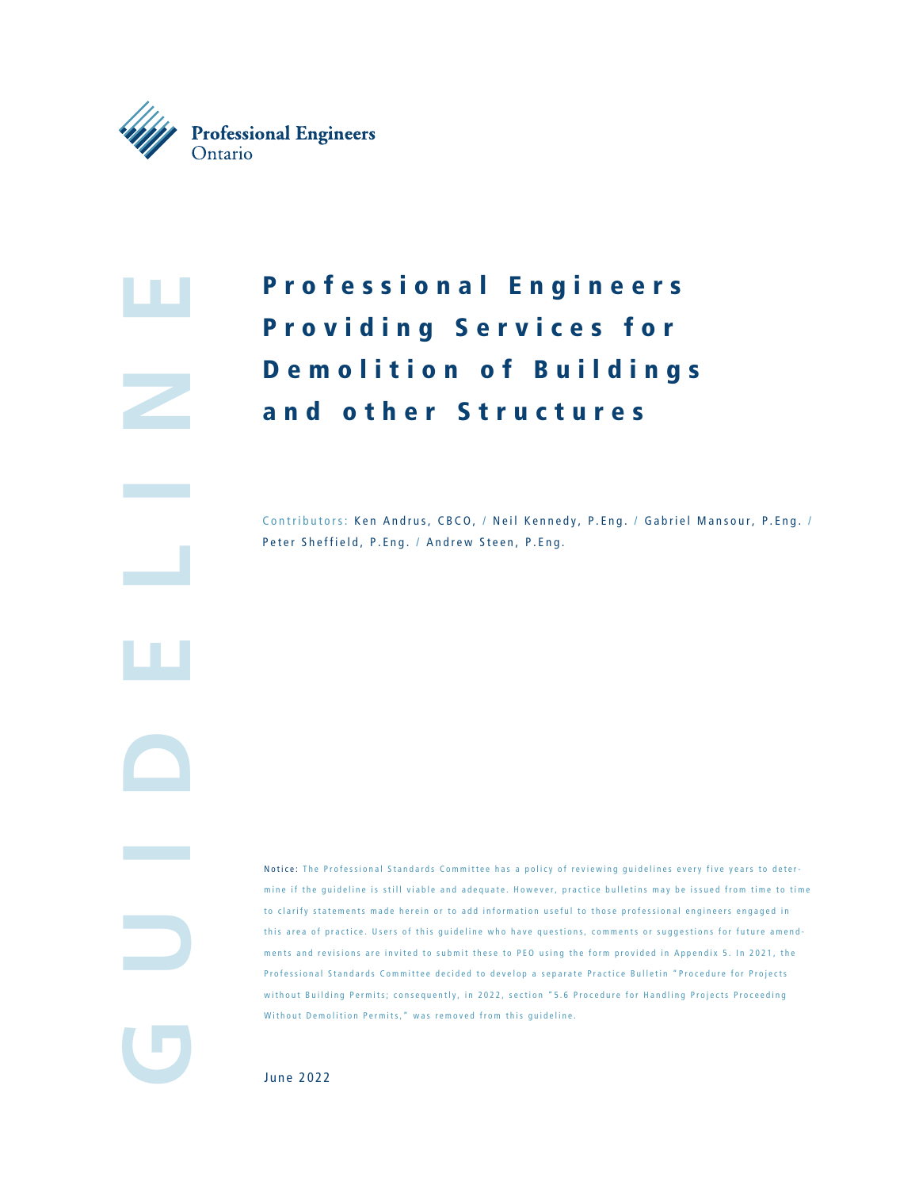Professional Engineers Ontario

GUIDELINE

# Professional Engineers Providing Services for Demolition of Buildings and other Structures

Contributors: Ken Andrus, CBCO, / Neil Kennedy, P.Eng. / Gabriel Mansour, P.Eng. / Peter Sheffield, P.Eng. / Andrew Steen, P.Eng.

**Notice:** The Professional Standards Committee has a policy of reviewing guidelines every five years to determine if the guideline is still viable and adequate. However, practice bulletins may be issued from time to time to clarify statements made herein or to add information useful to those professional engineers engaged in this area of practice. Users of this guideline who have questions, comments or suggestions for future amendments and revisions are invited to submit these to PEO using the form provided in Appendix 5. In 2021, the Professional Standards Committee decided to develop a separate Practice Bulletin "Procedure for Projects without Building Permits; consequently, in 2022, section "5.6 Procedure for Handling Projects Proceeding Without Demolition Permits," was removed from this guideline.

June 2022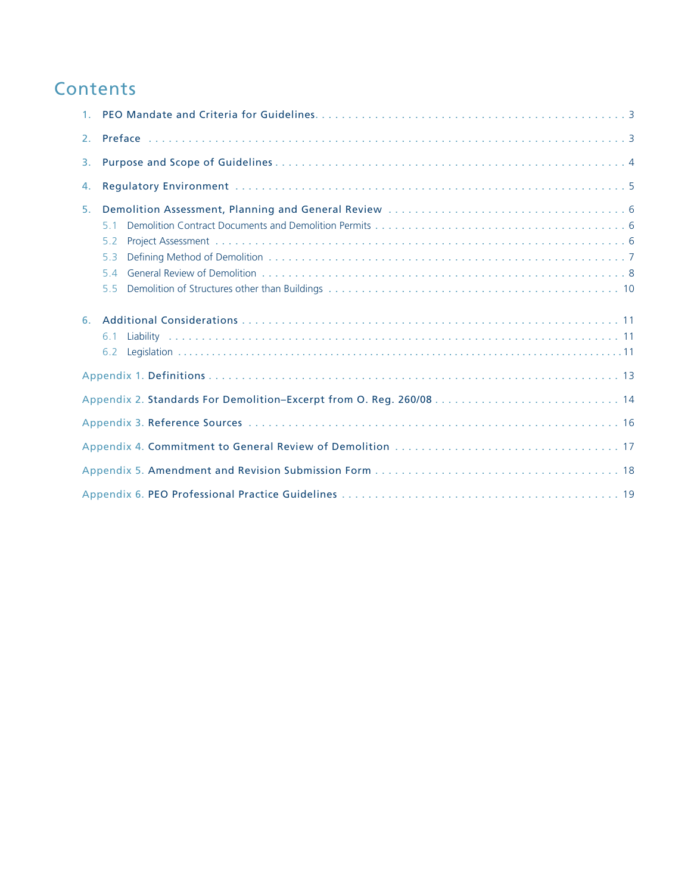# Contents

1. PEO Mandate and Criteria for Guidelines . . . . . . . . . . . . . . . . . . . . . . . . . . . . . . . . . . . . . . . . . . . . . . 3
2. Preface . . . . . . . . . . . . . . . . . . . . . . . . . . . . . . . . . . . . . . . . . . . . . . . . . . . . . . . . . . . . . . . . . . . . 3
3. Purpose and Scope of Guidelines . . . . . . . . . . . . . . . . . . . . . . . . . . . . . . . . . . . . . . . . . . . . . . . . . . 4
4. Regulatory Environment . . . . . . . . . . . . . . . . . . . . . . . . . . . . . . . . . . . . . . . . . . . . . . . . . . . . . . . . . 5
5. Demolition Assessment, Planning and General Review . . . . . . . . . . . . . . . . . . . . . . . . . . . . . . . . . . . 6
   - 5.1 Demolition Contract Documents and Demolition Permits . . . . . . . . . . . . . . . . . . . . . . . . . . . . . . 6
   - 5.2 Project Assessment . . . . . . . . . . . . . . . . . . . . . . . . . . . . . . . . . . . . . . . . . . . . . . . . . . . . . . . 6
   - 5.3 Defining Method of Demolition . . . . . . . . . . . . . . . . . . . . . . . . . . . . . . . . . . . . . . . . . . . . . . . 7
   - 5.4 General Review of Demolition . . . . . . . . . . . . . . . . . . . . . . . . . . . . . . . . . . . . . . . . . . . . . . . . 8
   - 5.5 Demolition of Structures other than Buildings . . . . . . . . . . . . . . . . . . . . . . . . . . . . . . . . . . . . . 10
6. Additional Considerations . . . . . . . . . . . . . . . . . . . . . . . . . . . . . . . . . . . . . . . . . . . . . . . . . . . . . . 11
   - 6.1 Liability . . . . . . . . . . . . . . . . . . . . . . . . . . . . . . . . . . . . . . . . . . . . . . . . . . . . . . . . . . . . . . 11
   - 6.2 Legislation . . . . . . . . . . . . . . . . . . . . . . . . . . . . . . . . . . . . . . . . . . . . . . . . . . . . . . . . . . . . . 11

Appendix 1. Definitions . . . . . . . . . . . . . . . . . . . . . . . . . . . . . . . . . . . . . . . . . . . . . . . . . . . . . . . . . . 13

Appendix 2. Standards For Demolition–Excerpt from O. Reg. 260/08 . . . . . . . . . . . . . . . . . . . . . . . . . . . . 14

Appendix 3. Reference Sources . . . . . . . . . . . . . . . . . . . . . . . . . . . . . . . . . . . . . . . . . . . . . . . . . . . . . 16

Appendix 4. Commitment to General Review of Demolition . . . . . . . . . . . . . . . . . . . . . . . . . . . . . . . . . . 17

Appendix 5. Amendment and Revision Submission Form . . . . . . . . . . . . . . . . . . . . . . . . . . . . . . . . . . . . 18

Appendix 6. PEO Professional Practice Guidelines . . . . . . . . . . . . . . . . . . . . . . . . . . . . . . . . . . . . . . . . 19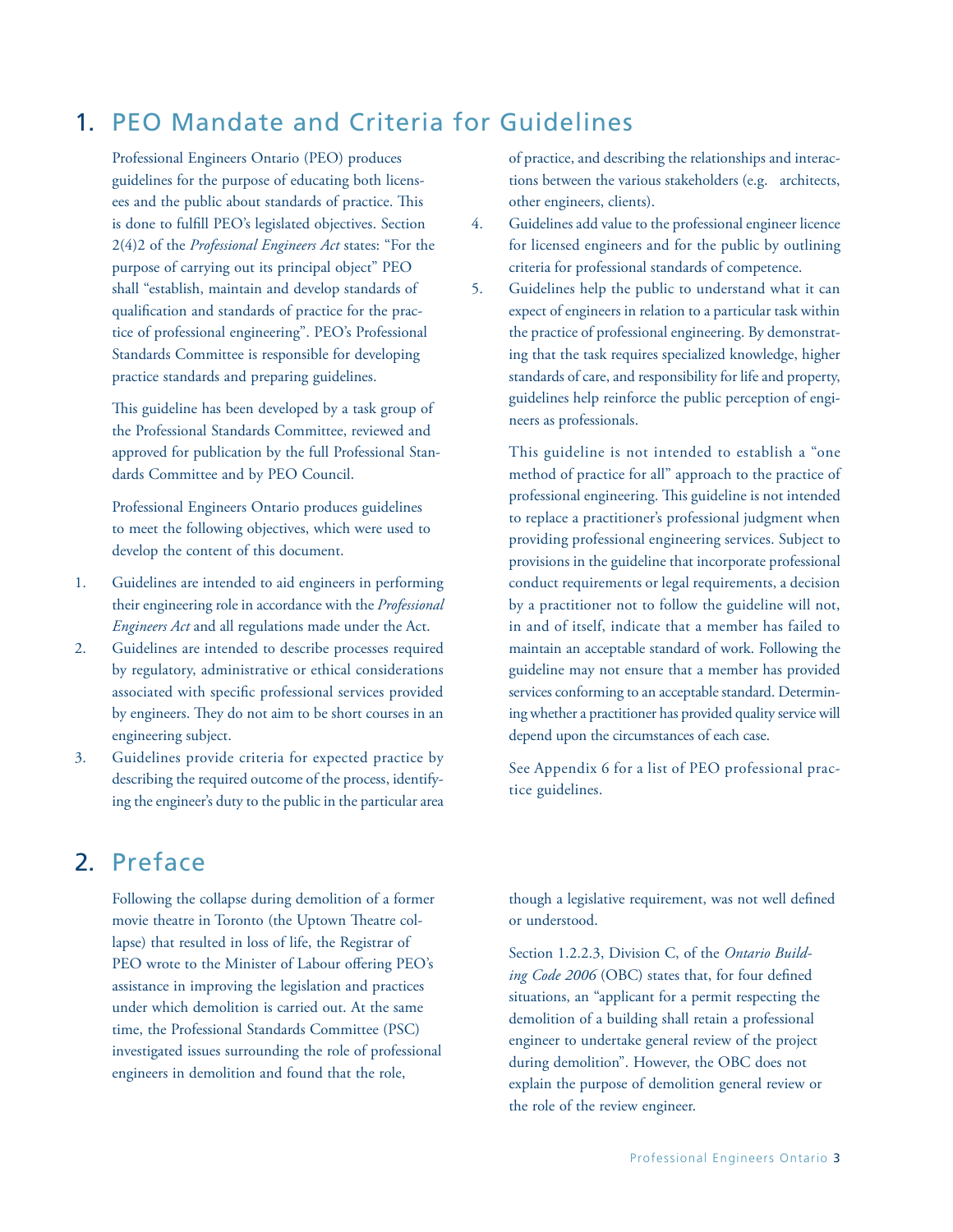# 1. PEO Mandate and Criteria for Guidelines

Professional Engineers Ontario (PEO) produces guidelines for the purpose of educating both licensees and the public about standards of practice. This is done to fulfill PEO's legislated objectives. Section 2(4)2 of the *Professional Engineers Act* states: "For the purpose of carrying out its principal object" PEO shall "establish, maintain and develop standards of qualification and standards of practice for the practice of professional engineering". PEO's Professional Standards Committee is responsible for developing practice standards and preparing guidelines.

This guideline has been developed by a task group of the Professional Standards Committee, reviewed and approved for publication by the full Professional Standards Committee and by PEO Council.

Professional Engineers Ontario produces guidelines to meet the following objectives, which were used to develop the content of this document.

1. Guidelines are intended to aid engineers in performing their engineering role in accordance with the *Professional Engineers Act* and all regulations made under the Act.
2. Guidelines are intended to describe processes required by regulatory, administrative or ethical considerations associated with specific professional services provided by engineers. They do not aim to be short courses in an engineering subject.
3. Guidelines provide criteria for expected practice by describing the required outcome of the process, identifying the engineer's duty to the public in the particular area of practice, and describing the relationships and interactions between the various stakeholders (e.g. architects, other engineers, clients).
4. Guidelines add value to the professional engineer licence for licensed engineers and for the public by outlining criteria for professional standards of competence.
5. Guidelines help the public to understand what it can expect of engineers in relation to a particular task within the practice of professional engineering. By demonstrating that the task requires specialized knowledge, higher standards of care, and responsibility for life and property, guidelines help reinforce the public perception of engineers as professionals.

This guideline is not intended to establish a "one method of practice for all" approach to the practice of professional engineering. This guideline is not intended to replace a practitioner's professional judgment when providing professional engineering services. Subject to provisions in the guideline that incorporate professional conduct requirements or legal requirements, a decision by a practitioner not to follow the guideline will not, in and of itself, indicate that a member has failed to maintain an acceptable standard of work. Following the guideline may not ensure that a member has provided services conforming to an acceptable standard. Determining whether a practitioner has provided quality service will depend upon the circumstances of each case.

See Appendix 6 for a list of PEO professional practice guidelines.

# 2. Preface

Following the collapse during demolition of a former movie theatre in Toronto (the Uptown Theatre collapse) that resulted in loss of life, the Registrar of PEO wrote to the Minister of Labour offering PEO's assistance in improving the legislation and practices under which demolition is carried out. At the same time, the Professional Standards Committee (PSC) investigated issues surrounding the role of professional engineers in demolition and found that the role, though a legislative requirement, was not well defined or understood.

Section 1.2.2.3, Division C, of the *Ontario Building Code 2006* (OBC) states that, for four defined situations, an "applicant for a permit respecting the demolition of a building shall retain a professional engineer to undertake general review of the project during demolition". However, the OBC does not explain the purpose of demolition general review or the role of the review engineer.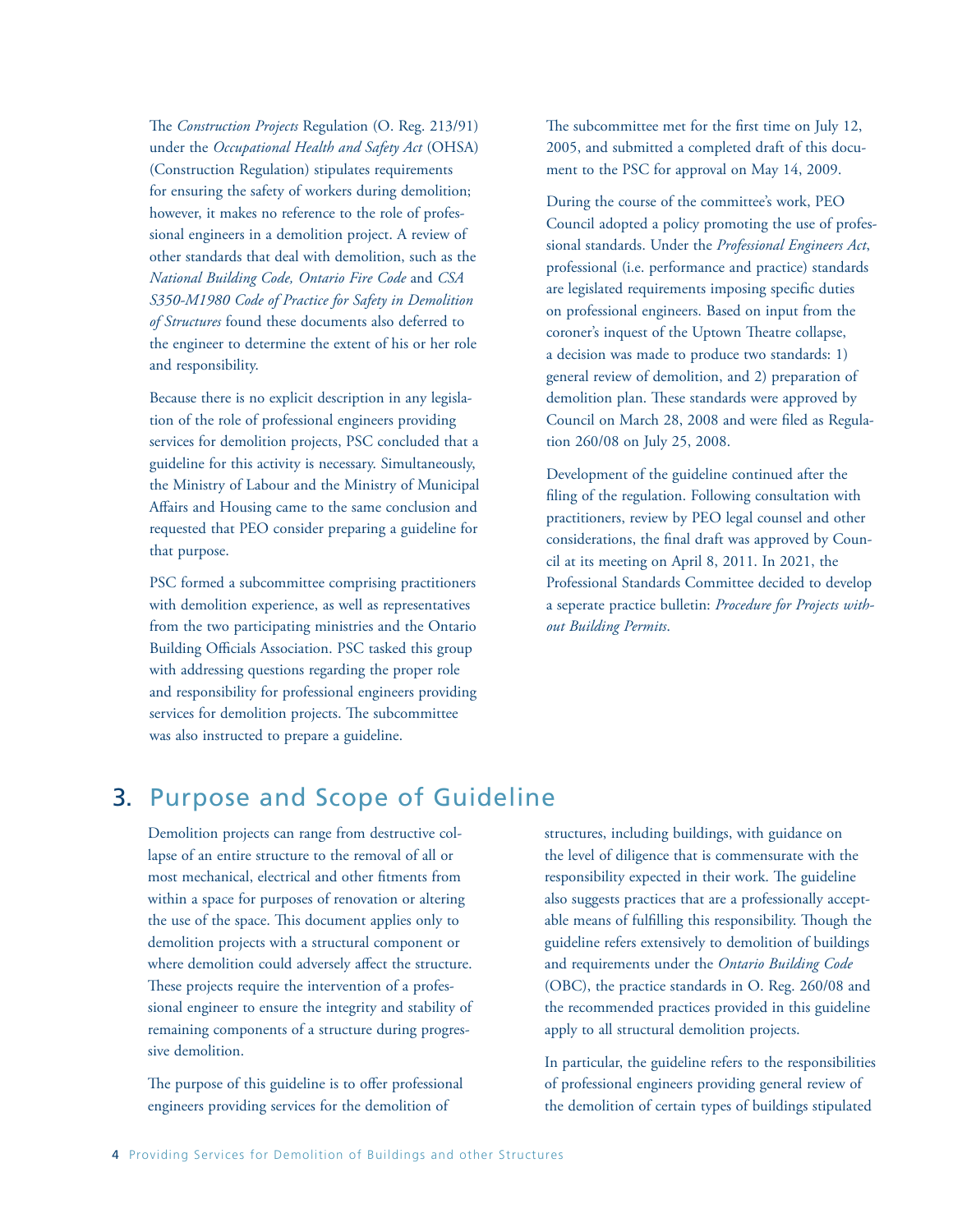The *Construction Projects* Regulation (O. Reg. 213/91) under the *Occupational Health and Safety Act* (OHSA) (Construction Regulation) stipulates requirements for ensuring the safety of workers during demolition; however, it makes no reference to the role of professional engineers in a demolition project. A review of other standards that deal with demolition, such as the *National Building Code, Ontario Fire Code* and *CSA S350-M1980 Code of Practice for Safety in Demolition of Structures* found these documents also deferred to the engineer to determine the extent of his or her role and responsibility.

Because there is no explicit description in any legislation of the role of professional engineers providing services for demolition projects, PSC concluded that a guideline for this activity is necessary. Simultaneously, the Ministry of Labour and the Ministry of Municipal Affairs and Housing came to the same conclusion and requested that PEO consider preparing a guideline for that purpose.

PSC formed a subcommittee comprising practitioners with demolition experience, as well as representatives from the two participating ministries and the Ontario Building Officials Association. PSC tasked this group with addressing questions regarding the proper role and responsibility for professional engineers providing services for demolition projects. The subcommittee was also instructed to prepare a guideline.

The subcommittee met for the first time on July 12, 2005, and submitted a completed draft of this document to the PSC for approval on May 14, 2009.

During the course of the committee's work, PEO Council adopted a policy promoting the use of professional standards. Under the *Professional Engineers Act*, professional (i.e. performance and practice) standards are legislated requirements imposing specific duties on professional engineers. Based on input from the coroner's inquest of the Uptown Theatre collapse, a decision was made to produce two standards: 1) general review of demolition, and 2) preparation of demolition plan. These standards were approved by Council on March 28, 2008 and were filed as Regulation 260/08 on July 25, 2008.

Development of the guideline continued after the filing of the regulation. Following consultation with practitioners, review by PEO legal counsel and other considerations, the final draft was approved by Council at its meeting on April 8, 2011. In 2021, the Professional Standards Committee decided to develop a seperate practice bulletin: *Procedure for Projects without Building Permits*.

## 3. Purpose and Scope of Guideline

Demolition projects can range from destructive collapse of an entire structure to the removal of all or most mechanical, electrical and other fitments from within a space for purposes of renovation or altering the use of the space. This document applies only to demolition projects with a structural component or where demolition could adversely affect the structure. These projects require the intervention of a professional engineer to ensure the integrity and stability of remaining components of a structure during progressive demolition.

The purpose of this guideline is to offer professional engineers providing services for the demolition of structures, including buildings, with guidance on the level of diligence that is commensurate with the responsibility expected in their work. The guideline also suggests practices that are a professionally acceptable means of fulfilling this responsibility. Though the guideline refers extensively to demolition of buildings and requirements under the *Ontario Building Code* (OBC), the practice standards in O. Reg. 260/08 and the recommended practices provided in this guideline apply to all structural demolition projects.

In particular, the guideline refers to the responsibilities of professional engineers providing general review of the demolition of certain types of buildings stipulated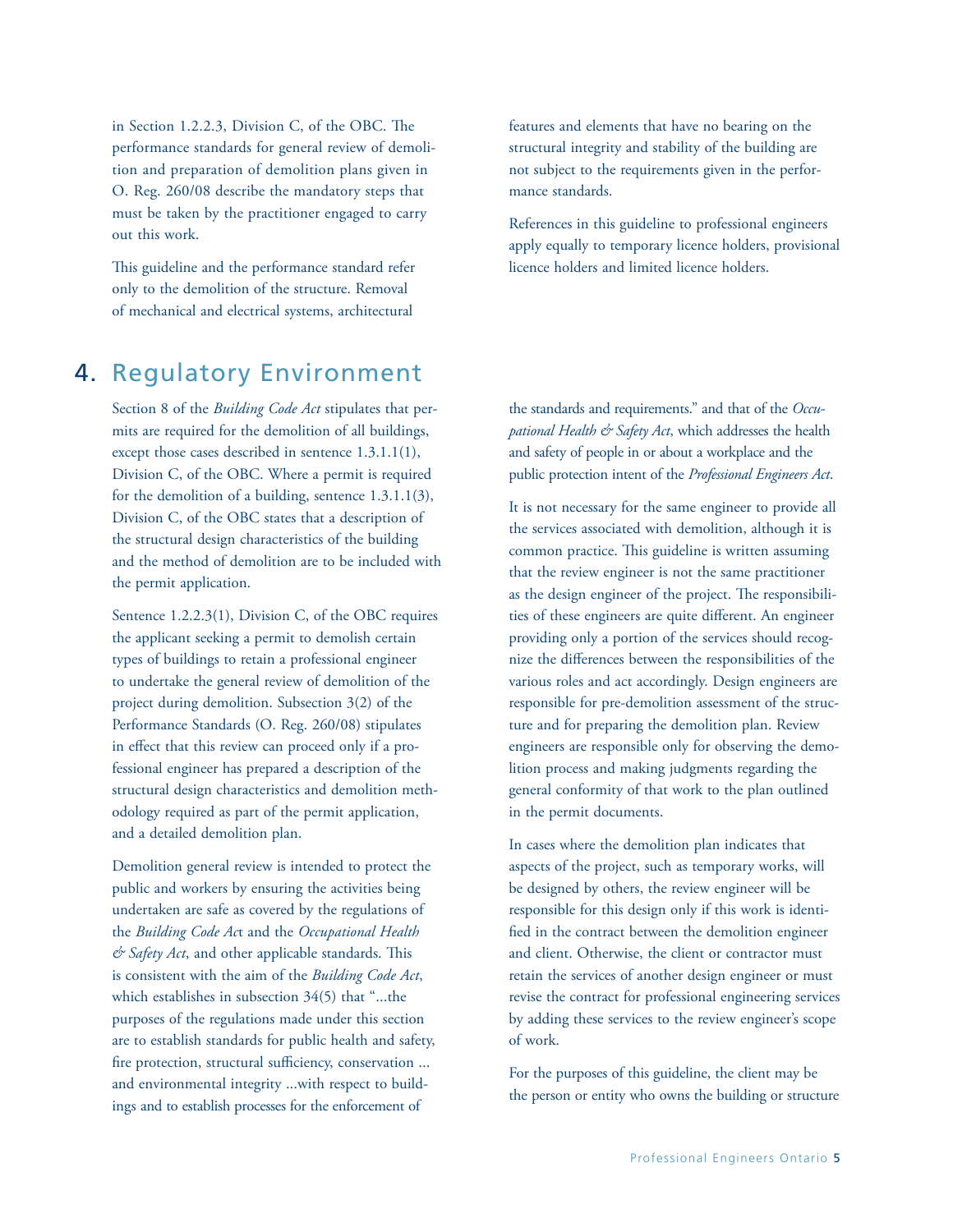in Section 1.2.2.3, Division C, of the OBC. The performance standards for general review of demolition and preparation of demolition plans given in O. Reg. 260/08 describe the mandatory steps that must be taken by the practitioner engaged to carry out this work.

This guideline and the performance standard refer only to the demolition of the structure. Removal of mechanical and electrical systems, architectural features and elements that have no bearing on the structural integrity and stability of the building are not subject to the requirements given in the performance standards.

References in this guideline to professional engineers apply equally to temporary licence holders, provisional licence holders and limited licence holders.

## 4. Regulatory Environment

Section 8 of the *Building Code Act* stipulates that permits are required for the demolition of all buildings, except those cases described in sentence 1.3.1.1(1), Division C, of the OBC. Where a permit is required for the demolition of a building, sentence 1.3.1.1(3), Division C, of the OBC states that a description of the structural design characteristics of the building and the method of demolition are to be included with the permit application.

Sentence 1.2.2.3(1), Division C, of the OBC requires the applicant seeking a permit to demolish certain types of buildings to retain a professional engineer to undertake the general review of demolition of the project during demolition. Subsection 3(2) of the Performance Standards (O. Reg. 260/08) stipulates in effect that this review can proceed only if a professional engineer has prepared a description of the structural design characteristics and demolition methodology required as part of the permit application, and a detailed demolition plan.

Demolition general review is intended to protect the public and workers by ensuring the activities being undertaken are safe as covered by the regulations of the *Building Code Act* and the *Occupational Health & Safety Act*, and other applicable standards. This is consistent with the aim of the *Building Code Act*, which establishes in subsection 34(5) that "...the purposes of the regulations made under this section are to establish standards for public health and safety, fire protection, structural sufficiency, conservation ... and environmental integrity ...with respect to buildings and to establish processes for the enforcement of the standards and requirements." and that of the *Occupational Health & Safety Act*, which addresses the health and safety of people in or about a workplace and the public protection intent of the *Professional Engineers Act*.

It is not necessary for the same engineer to provide all the services associated with demolition, although it is common practice. This guideline is written assuming that the review engineer is not the same practitioner as the design engineer of the project. The responsibilities of these engineers are quite different. An engineer providing only a portion of the services should recognize the differences between the responsibilities of the various roles and act accordingly. Design engineers are responsible for pre-demolition assessment of the structure and for preparing the demolition plan. Review engineers are responsible only for observing the demolition process and making judgments regarding the general conformity of that work to the plan outlined in the permit documents.

In cases where the demolition plan indicates that aspects of the project, such as temporary works, will be designed by others, the review engineer will be responsible for this design only if this work is identified in the contract between the demolition engineer and client. Otherwise, the client or contractor must retain the services of another design engineer or must revise the contract for professional engineering services by adding these services to the review engineer's scope of work.

For the purposes of this guideline, the client may be the person or entity who owns the building or structure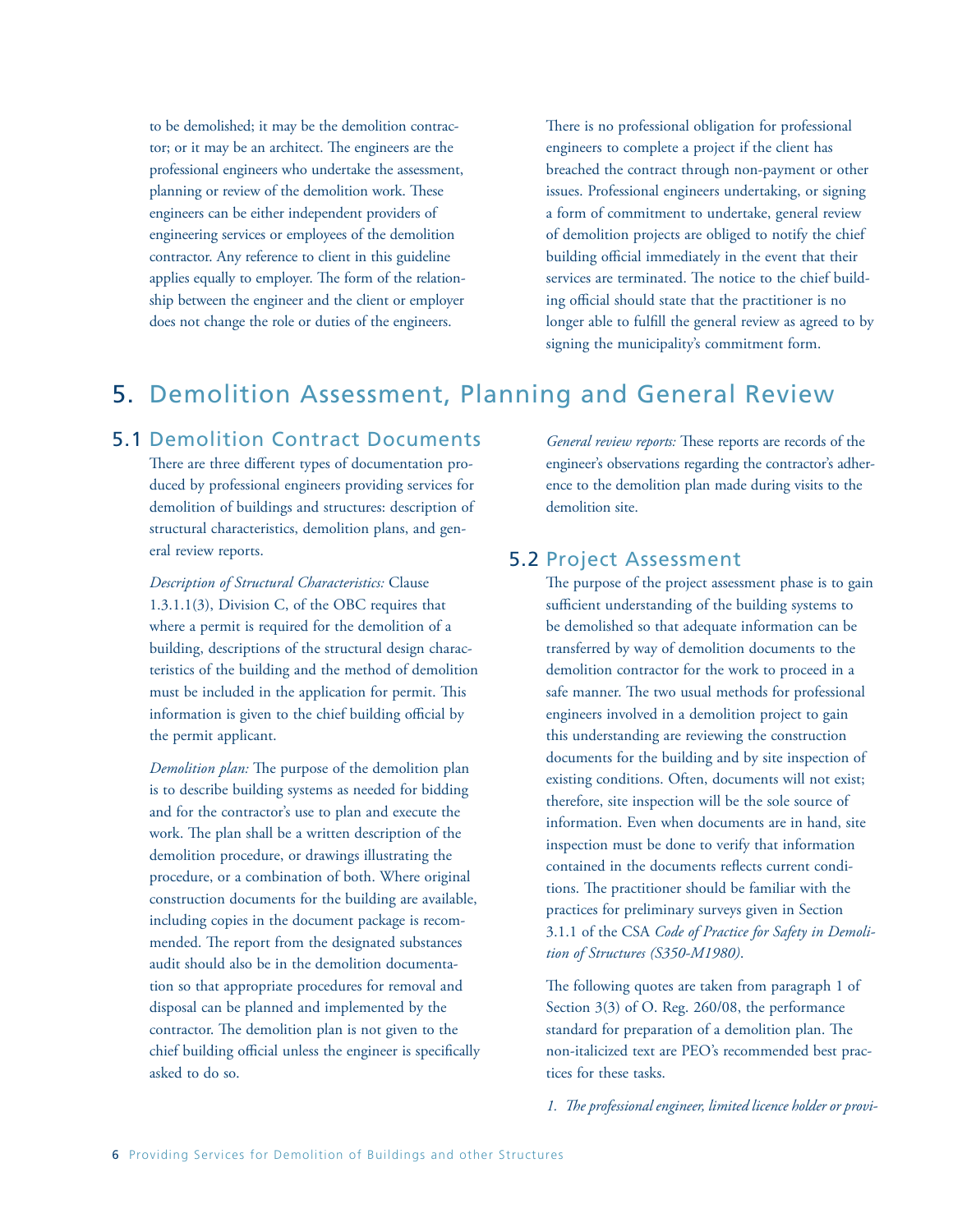to be demolished; it may be the demolition contractor; or it may be an architect. The engineers are the professional engineers who undertake the assessment, planning or review of the demolition work. These engineers can be either independent providers of engineering services or employees of the demolition contractor. Any reference to client in this guideline applies equally to employer. The form of the relationship between the engineer and the client or employer does not change the role or duties of the engineers.

There is no professional obligation for professional engineers to complete a project if the client has breached the contract through non-payment or other issues. Professional engineers undertaking, or signing a form of commitment to undertake, general review of demolition projects are obliged to notify the chief building official immediately in the event that their services are terminated. The notice to the chief building official should state that the practitioner is no longer able to fulfill the general review as agreed to by signing the municipality's commitment form.

# 5. Demolition Assessment, Planning and General Review

## 5.1 Demolition Contract Documents

There are three different types of documentation produced by professional engineers providing services for demolition of buildings and structures: description of structural characteristics, demolition plans, and general review reports.

*Description of Structural Characteristics:* Clause 1.3.1.1(3), Division C, of the OBC requires that where a permit is required for the demolition of a building, descriptions of the structural design characteristics of the building and the method of demolition must be included in the application for permit. This information is given to the chief building official by the permit applicant.

*Demolition plan:* The purpose of the demolition plan is to describe building systems as needed for bidding and for the contractor's use to plan and execute the work. The plan shall be a written description of the demolition procedure, or drawings illustrating the procedure, or a combination of both. Where original construction documents for the building are available, including copies in the document package is recommended. The report from the designated substances audit should also be in the demolition documentation so that appropriate procedures for removal and disposal can be planned and implemented by the contractor. The demolition plan is not given to the chief building official unless the engineer is specifically asked to do so.

*General review reports:* These reports are records of the engineer's observations regarding the contractor's adherence to the demolition plan made during visits to the demolition site.

## 5.2 Project Assessment

The purpose of the project assessment phase is to gain sufficient understanding of the building systems to be demolished so that adequate information can be transferred by way of demolition documents to the demolition contractor for the work to proceed in a safe manner. The two usual methods for professional engineers involved in a demolition project to gain this understanding are reviewing the construction documents for the building and by site inspection of existing conditions. Often, documents will not exist; therefore, site inspection will be the sole source of information. Even when documents are in hand, site inspection must be done to verify that information contained in the documents reflects current conditions. The practitioner should be familiar with the practices for preliminary surveys given in Section 3.1.1 of the CSA *Code of Practice for Safety in Demolition of Structures (S350-M1980)*.

The following quotes are taken from paragraph 1 of Section 3(3) of O. Reg. 260/08, the performance standard for preparation of a demolition plan. The non-italicized text are PEO's recommended best practices for these tasks.

*1. The professional engineer, limited licence holder or provi-*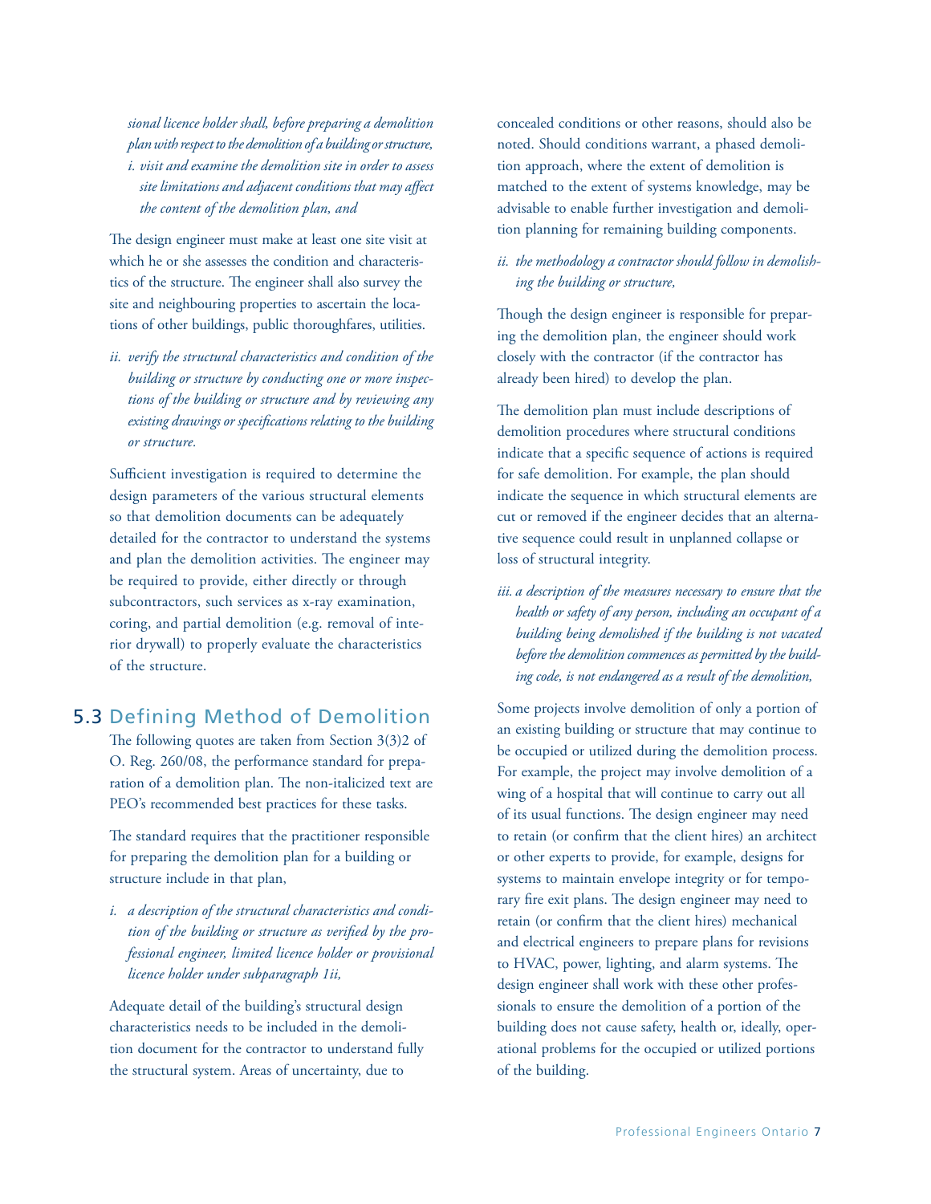*sional licence holder shall, before preparing a demolition plan with respect to the demolition of a building or structure,*

*i. visit and examine the demolition site in order to assess site limitations and adjacent conditions that may affect the content of the demolition plan, and*

The design engineer must make at least one site visit at which he or she assesses the condition and characteristics of the structure. The engineer shall also survey the site and neighbouring properties to ascertain the locations of other buildings, public thoroughfares, utilities.

*ii. verify the structural characteristics and condition of the building or structure by conducting one or more inspections of the building or structure and by reviewing any existing drawings or specifications relating to the building or structure.*

Sufficient investigation is required to determine the design parameters of the various structural elements so that demolition documents can be adequately detailed for the contractor to understand the systems and plan the demolition activities. The engineer may be required to provide, either directly or through subcontractors, such services as x-ray examination, coring, and partial demolition (e.g. removal of interior drywall) to properly evaluate the characteristics of the structure.

## 5.3 Defining Method of Demolition

The following quotes are taken from Section 3(3)2 of O. Reg. 260/08, the performance standard for preparation of a demolition plan. The non-italicized text are PEO's recommended best practices for these tasks.

The standard requires that the practitioner responsible for preparing the demolition plan for a building or structure include in that plan,

*i. a description of the structural characteristics and condition of the building or structure as verified by the professional engineer, limited licence holder or provisional licence holder under subparagraph 1ii,*

Adequate detail of the building's structural design characteristics needs to be included in the demolition document for the contractor to understand fully the structural system. Areas of uncertainty, due to concealed conditions or other reasons, should also be noted. Should conditions warrant, a phased demolition approach, where the extent of demolition is matched to the extent of systems knowledge, may be advisable to enable further investigation and demolition planning for remaining building components.

*ii. the methodology a contractor should follow in demolishing the building or structure,*

Though the design engineer is responsible for preparing the demolition plan, the engineer should work closely with the contractor (if the contractor has already been hired) to develop the plan.

The demolition plan must include descriptions of demolition procedures where structural conditions indicate that a specific sequence of actions is required for safe demolition. For example, the plan should indicate the sequence in which structural elements are cut or removed if the engineer decides that an alternative sequence could result in unplanned collapse or loss of structural integrity.

*iii. a description of the measures necessary to ensure that the health or safety of any person, including an occupant of a building being demolished if the building is not vacated before the demolition commences as permitted by the building code, is not endangered as a result of the demolition,*

Some projects involve demolition of only a portion of an existing building or structure that may continue to be occupied or utilized during the demolition process. For example, the project may involve demolition of a wing of a hospital that will continue to carry out all of its usual functions. The design engineer may need to retain (or confirm that the client hires) an architect or other experts to provide, for example, designs for systems to maintain envelope integrity or for temporary fire exit plans. The design engineer may need to retain (or confirm that the client hires) mechanical and electrical engineers to prepare plans for revisions to HVAC, power, lighting, and alarm systems. The design engineer shall work with these other professionals to ensure the demolition of a portion of the building does not cause safety, health or, ideally, operational problems for the occupied or utilized portions of the building.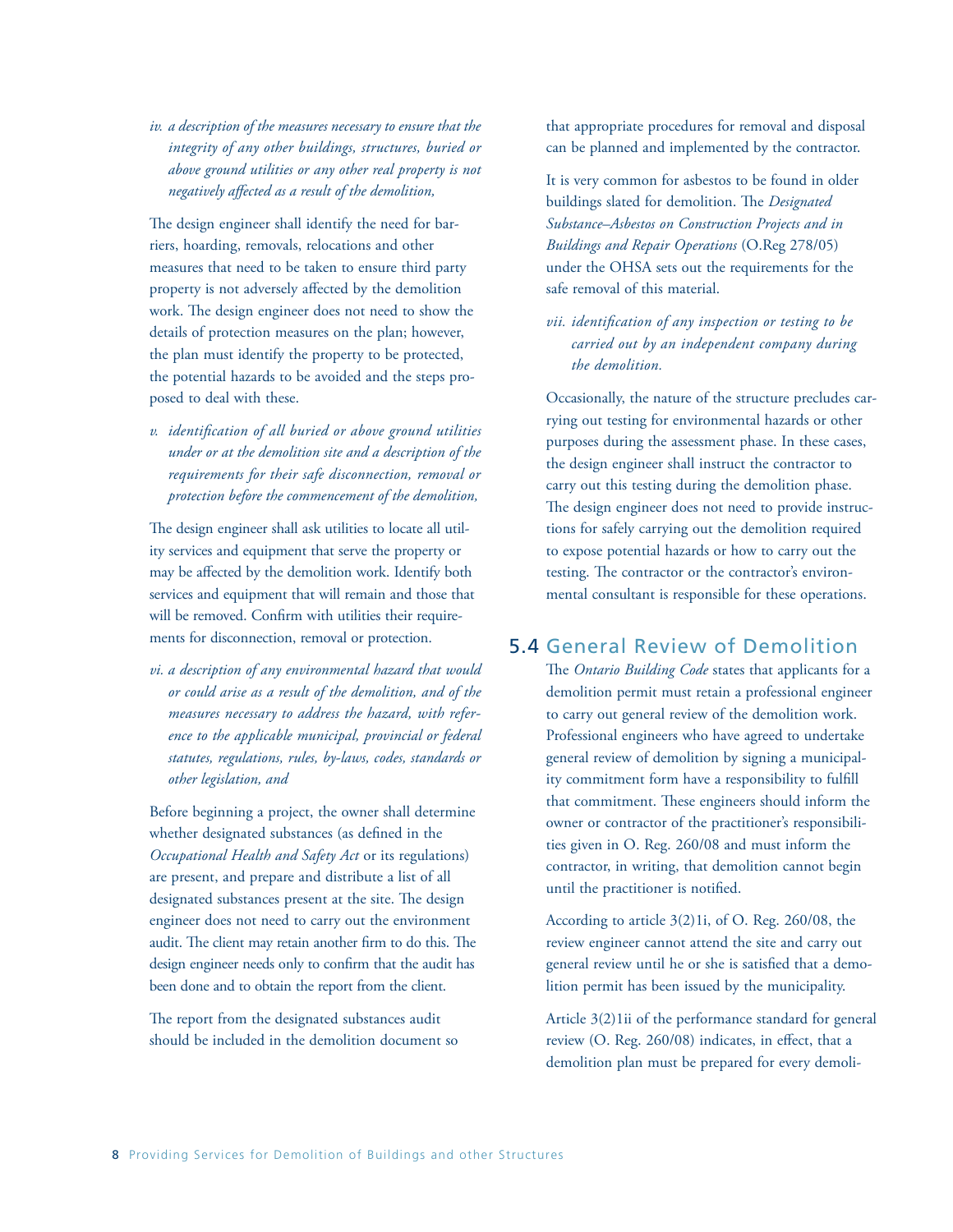*iv. a description of the measures necessary to ensure that the integrity of any other buildings, structures, buried or above ground utilities or any other real property is not negatively affected as a result of the demolition,*

The design engineer shall identify the need for barriers, hoarding, removals, relocations and other measures that need to be taken to ensure third party property is not adversely affected by the demolition work. The design engineer does not need to show the details of protection measures on the plan; however, the plan must identify the property to be protected, the potential hazards to be avoided and the steps proposed to deal with these.

*v. identification of all buried or above ground utilities under or at the demolition site and a description of the requirements for their safe disconnection, removal or protection before the commencement of the demolition,*

The design engineer shall ask utilities to locate all utility services and equipment that serve the property or may be affected by the demolition work. Identify both services and equipment that will remain and those that will be removed. Confirm with utilities their requirements for disconnection, removal or protection.

*vi. a description of any environmental hazard that would or could arise as a result of the demolition, and of the measures necessary to address the hazard, with reference to the applicable municipal, provincial or federal statutes, regulations, rules, by-laws, codes, standards or other legislation, and*

Before beginning a project, the owner shall determine whether designated substances (as defined in the *Occupational Health and Safety Act* or its regulations) are present, and prepare and distribute a list of all designated substances present at the site. The design engineer does not need to carry out the environment audit. The client may retain another firm to do this. The design engineer needs only to confirm that the audit has been done and to obtain the report from the client.

The report from the designated substances audit should be included in the demolition document so that appropriate procedures for removal and disposal can be planned and implemented by the contractor.

It is very common for asbestos to be found in older buildings slated for demolition. The *Designated Substance–Asbestos on Construction Projects and in Buildings and Repair Operations* (O.Reg 278/05) under the OHSA sets out the requirements for the safe removal of this material.

*vii. identification of any inspection or testing to be carried out by an independent company during the demolition.*

Occasionally, the nature of the structure precludes carrying out testing for environmental hazards or other purposes during the assessment phase. In these cases, the design engineer shall instruct the contractor to carry out this testing during the demolition phase. The design engineer does not need to provide instructions for safely carrying out the demolition required to expose potential hazards or how to carry out the testing. The contractor or the contractor's environmental consultant is responsible for these operations.

## 5.4 General Review of Demolition

The *Ontario Building Code* states that applicants for a demolition permit must retain a professional engineer to carry out general review of the demolition work. Professional engineers who have agreed to undertake general review of demolition by signing a municipality commitment form have a responsibility to fulfill that commitment. These engineers should inform the owner or contractor of the practitioner's responsibilities given in O. Reg. 260/08 and must inform the contractor, in writing, that demolition cannot begin until the practitioner is notified.

According to article 3(2)1i, of O. Reg. 260/08, the review engineer cannot attend the site and carry out general review until he or she is satisfied that a demolition permit has been issued by the municipality.

Article 3(2)1ii of the performance standard for general review (O. Reg. 260/08) indicates, in effect, that a demolition plan must be prepared for every demoli-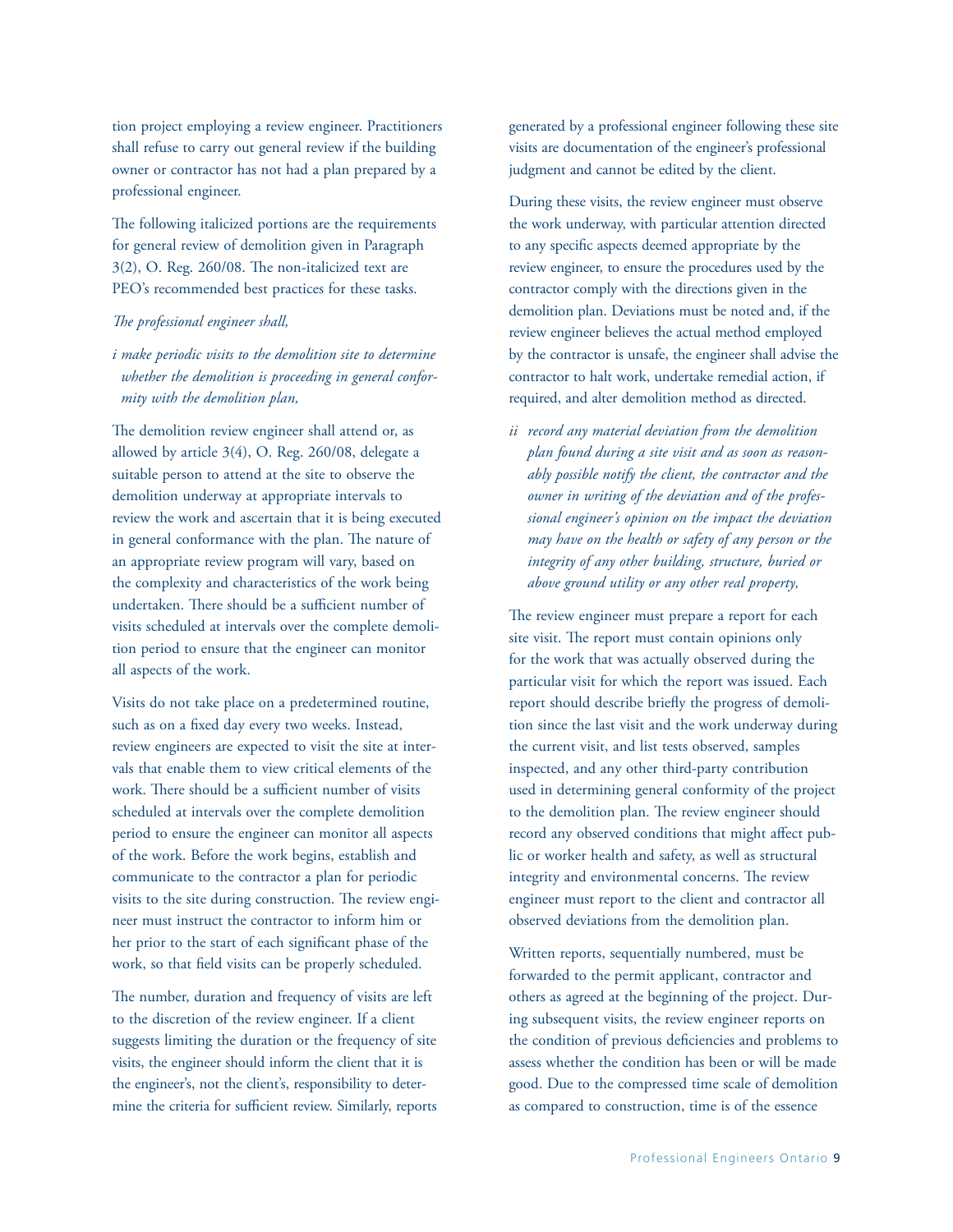tion project employing a review engineer. Practitioners shall refuse to carry out general review if the building owner or contractor has not had a plan prepared by a professional engineer.

The following italicized portions are the requirements for general review of demolition given in Paragraph 3(2), O. Reg. 260/08. The non-italicized text are PEO's recommended best practices for these tasks.

*The professional engineer shall,*

*i make periodic visits to the demolition site to determine whether the demolition is proceeding in general conformity with the demolition plan,*

The demolition review engineer shall attend or, as allowed by article 3(4), O. Reg. 260/08, delegate a suitable person to attend at the site to observe the demolition underway at appropriate intervals to review the work and ascertain that it is being executed in general conformance with the plan. The nature of an appropriate review program will vary, based on the complexity and characteristics of the work being undertaken. There should be a sufficient number of visits scheduled at intervals over the complete demolition period to ensure that the engineer can monitor all aspects of the work.

Visits do not take place on a predetermined routine, such as on a fixed day every two weeks. Instead, review engineers are expected to visit the site at intervals that enable them to view critical elements of the work. There should be a sufficient number of visits scheduled at intervals over the complete demolition period to ensure the engineer can monitor all aspects of the work. Before the work begins, establish and communicate to the contractor a plan for periodic visits to the site during construction. The review engineer must instruct the contractor to inform him or her prior to the start of each significant phase of the work, so that field visits can be properly scheduled.

The number, duration and frequency of visits are left to the discretion of the review engineer. If a client suggests limiting the duration or the frequency of site visits, the engineer should inform the client that it is the engineer's, not the client's, responsibility to determine the criteria for sufficient review. Similarly, reports generated by a professional engineer following these site visits are documentation of the engineer's professional judgment and cannot be edited by the client.

During these visits, the review engineer must observe the work underway, with particular attention directed to any specific aspects deemed appropriate by the review engineer, to ensure the procedures used by the contractor comply with the directions given in the demolition plan. Deviations must be noted and, if the review engineer believes the actual method employed by the contractor is unsafe, the engineer shall advise the contractor to halt work, undertake remedial action, if required, and alter demolition method as directed.

*ii record any material deviation from the demolition plan found during a site visit and as soon as reasonably possible notify the client, the contractor and the owner in writing of the deviation and of the professional engineer's opinion on the impact the deviation may have on the health or safety of any person or the integrity of any other building, structure, buried or above ground utility or any other real property,*

The review engineer must prepare a report for each site visit. The report must contain opinions only for the work that was actually observed during the particular visit for which the report was issued. Each report should describe briefly the progress of demolition since the last visit and the work underway during the current visit, and list tests observed, samples inspected, and any other third-party contribution used in determining general conformity of the project to the demolition plan. The review engineer should record any observed conditions that might affect public or worker health and safety, as well as structural integrity and environmental concerns. The review engineer must report to the client and contractor all observed deviations from the demolition plan.

Written reports, sequentially numbered, must be forwarded to the permit applicant, contractor and others as agreed at the beginning of the project. During subsequent visits, the review engineer reports on the condition of previous deficiencies and problems to assess whether the condition has been or will be made good. Due to the compressed time scale of demolition as compared to construction, time is of the essence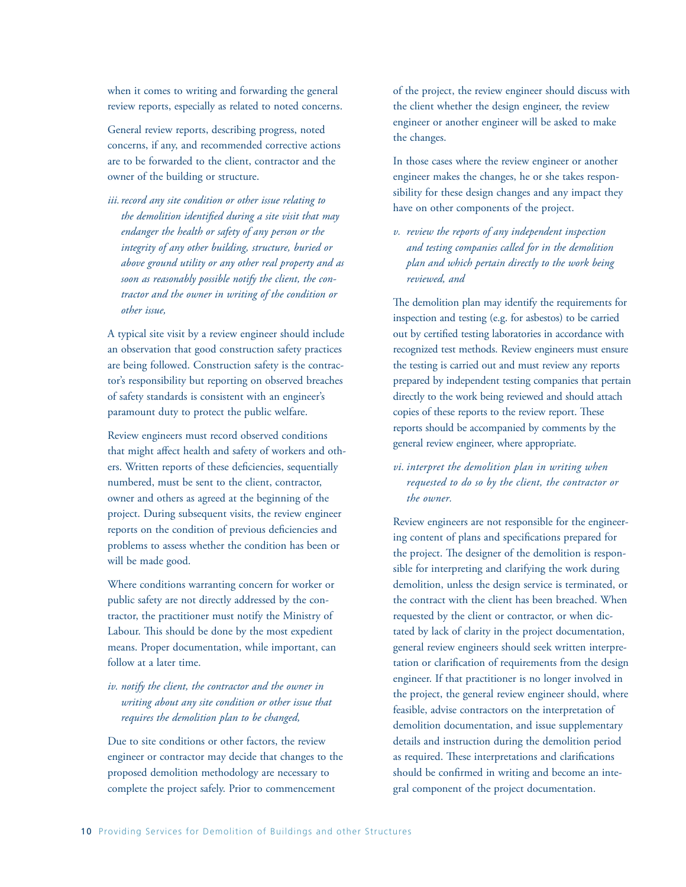when it comes to writing and forwarding the general review reports, especially as related to noted concerns.

General review reports, describing progress, noted concerns, if any, and recommended corrective actions are to be forwarded to the client, contractor and the owner of the building or structure.

*iii. record any site condition or other issue relating to the demolition identified during a site visit that may endanger the health or safety of any person or the integrity of any other building, structure, buried or above ground utility or any other real property and as soon as reasonably possible notify the client, the contractor and the owner in writing of the condition or other issue,*

A typical site visit by a review engineer should include an observation that good construction safety practices are being followed. Construction safety is the contractor's responsibility but reporting on observed breaches of safety standards is consistent with an engineer's paramount duty to protect the public welfare.

Review engineers must record observed conditions that might affect health and safety of workers and others. Written reports of these deficiencies, sequentially numbered, must be sent to the client, contractor, owner and others as agreed at the beginning of the project. During subsequent visits, the review engineer reports on the condition of previous deficiencies and problems to assess whether the condition has been or will be made good.

Where conditions warranting concern for worker or public safety are not directly addressed by the contractor, the practitioner must notify the Ministry of Labour. This should be done by the most expedient means. Proper documentation, while important, can follow at a later time.

*iv. notify the client, the contractor and the owner in writing about any site condition or other issue that requires the demolition plan to be changed,*

Due to site conditions or other factors, the review engineer or contractor may decide that changes to the proposed demolition methodology are necessary to complete the project safely. Prior to commencement of the project, the review engineer should discuss with the client whether the design engineer, the review engineer or another engineer will be asked to make the changes.

In those cases where the review engineer or another engineer makes the changes, he or she takes responsibility for these design changes and any impact they have on other components of the project.

*v. review the reports of any independent inspection and testing companies called for in the demolition plan and which pertain directly to the work being reviewed, and*

The demolition plan may identify the requirements for inspection and testing (e.g. for asbestos) to be carried out by certified testing laboratories in accordance with recognized test methods. Review engineers must ensure the testing is carried out and must review any reports prepared by independent testing companies that pertain directly to the work being reviewed and should attach copies of these reports to the review report. These reports should be accompanied by comments by the general review engineer, where appropriate.

*vi. interpret the demolition plan in writing when requested to do so by the client, the contractor or the owner.*

Review engineers are not responsible for the engineering content of plans and specifications prepared for the project. The designer of the demolition is responsible for interpreting and clarifying the work during demolition, unless the design service is terminated, or the contract with the client has been breached. When requested by the client or contractor, or when dictated by lack of clarity in the project documentation, general review engineers should seek written interpretation or clarification of requirements from the design engineer. If that practitioner is no longer involved in the project, the general review engineer should, where feasible, advise contractors on the interpretation of demolition documentation, and issue supplementary details and instruction during the demolition period as required. These interpretations and clarifications should be confirmed in writing and become an integral component of the project documentation.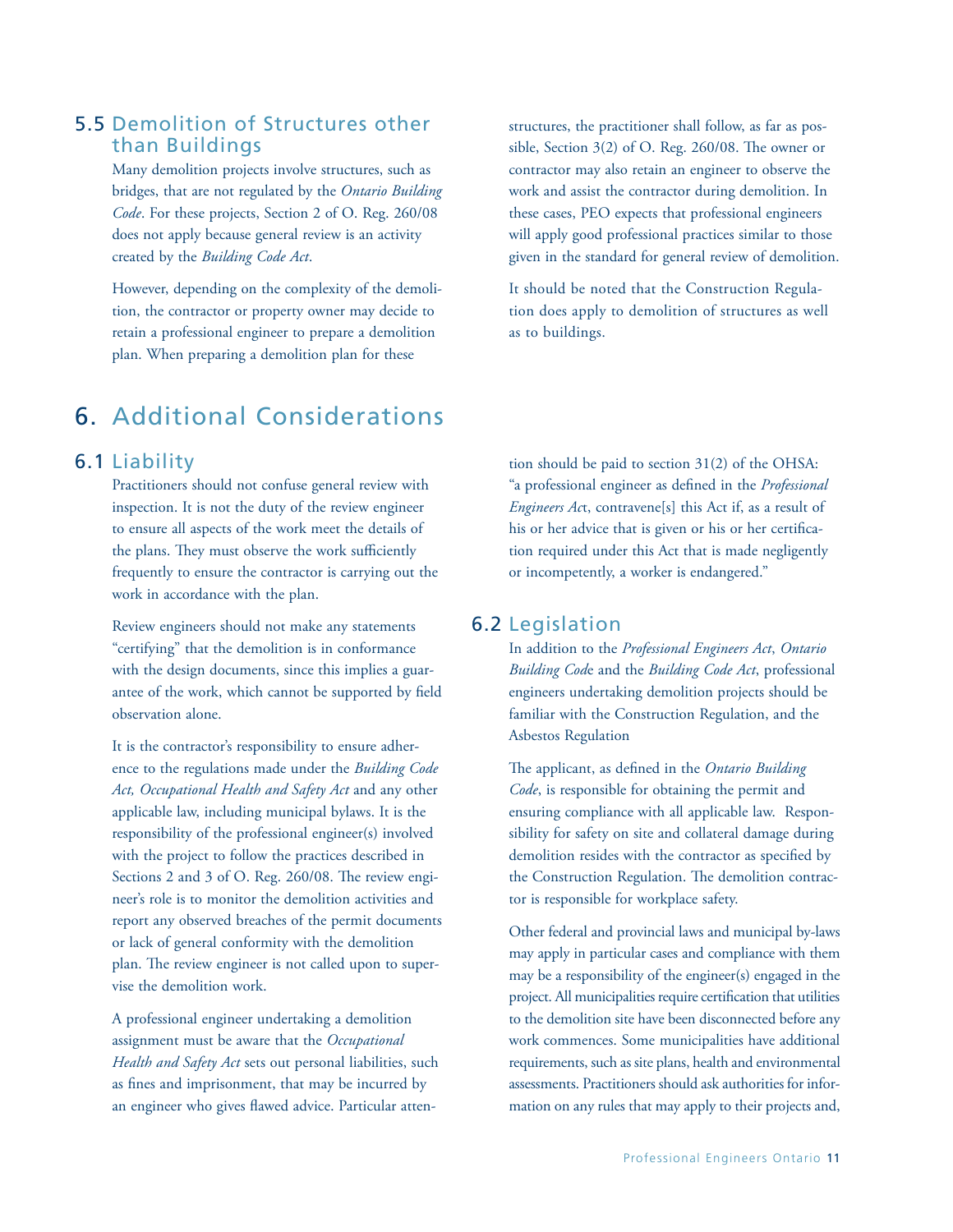## 5.5 Demolition of Structures other than Buildings

Many demolition projects involve structures, such as bridges, that are not regulated by the *Ontario Building Code*. For these projects, Section 2 of O. Reg. 260/08 does not apply because general review is an activity created by the *Building Code Act*.

However, depending on the complexity of the demolition, the contractor or property owner may decide to retain a professional engineer to prepare a demolition plan. When preparing a demolition plan for these structures, the practitioner shall follow, as far as possible, Section 3(2) of O. Reg. 260/08. The owner or contractor may also retain an engineer to observe the work and assist the contractor during demolition. In these cases, PEO expects that professional engineers will apply good professional practices similar to those given in the standard for general review of demolition.

It should be noted that the Construction Regulation does apply to demolition of structures as well as to buildings.

# 6. Additional Considerations

## 6.1 Liability

Practitioners should not confuse general review with inspection. It is not the duty of the review engineer to ensure all aspects of the work meet the details of the plans. They must observe the work sufficiently frequently to ensure the contractor is carrying out the work in accordance with the plan.

Review engineers should not make any statements "certifying" that the demolition is in conformance with the design documents, since this implies a guarantee of the work, which cannot be supported by field observation alone.

It is the contractor's responsibility to ensure adherence to the regulations made under the *Building Code Act, Occupational Health and Safety Act* and any other applicable law, including municipal bylaws. It is the responsibility of the professional engineer(s) involved with the project to follow the practices described in Sections 2 and 3 of O. Reg. 260/08. The review engineer's role is to monitor the demolition activities and report any observed breaches of the permit documents or lack of general conformity with the demolition plan. The review engineer is not called upon to supervise the demolition work.

A professional engineer undertaking a demolition assignment must be aware that the *Occupational Health and Safety Act* sets out personal liabilities, such as fines and imprisonment, that may be incurred by an engineer who gives flawed advice. Particular attention should be paid to section 31(2) of the OHSA: "a professional engineer as defined in the *Professional Engineers Act*, contravene[s] this Act if, as a result of his or her advice that is given or his or her certification required under this Act that is made negligently or incompetently, a worker is endangered."

## 6.2 Legislation

In addition to the *Professional Engineers Act*, *Ontario Building Code* and the *Building Code Act*, professional engineers undertaking demolition projects should be familiar with the Construction Regulation, and the Asbestos Regulation

The applicant, as defined in the *Ontario Building Code*, is responsible for obtaining the permit and ensuring compliance with all applicable law. Responsibility for safety on site and collateral damage during demolition resides with the contractor as specified by the Construction Regulation. The demolition contractor is responsible for workplace safety.

Other federal and provincial laws and municipal by-laws may apply in particular cases and compliance with them may be a responsibility of the engineer(s) engaged in the project. All municipalities require certification that utilities to the demolition site have been disconnected before any work commences. Some municipalities have additional requirements, such as site plans, health and environmental assessments. Practitioners should ask authorities for information on any rules that may apply to their projects and,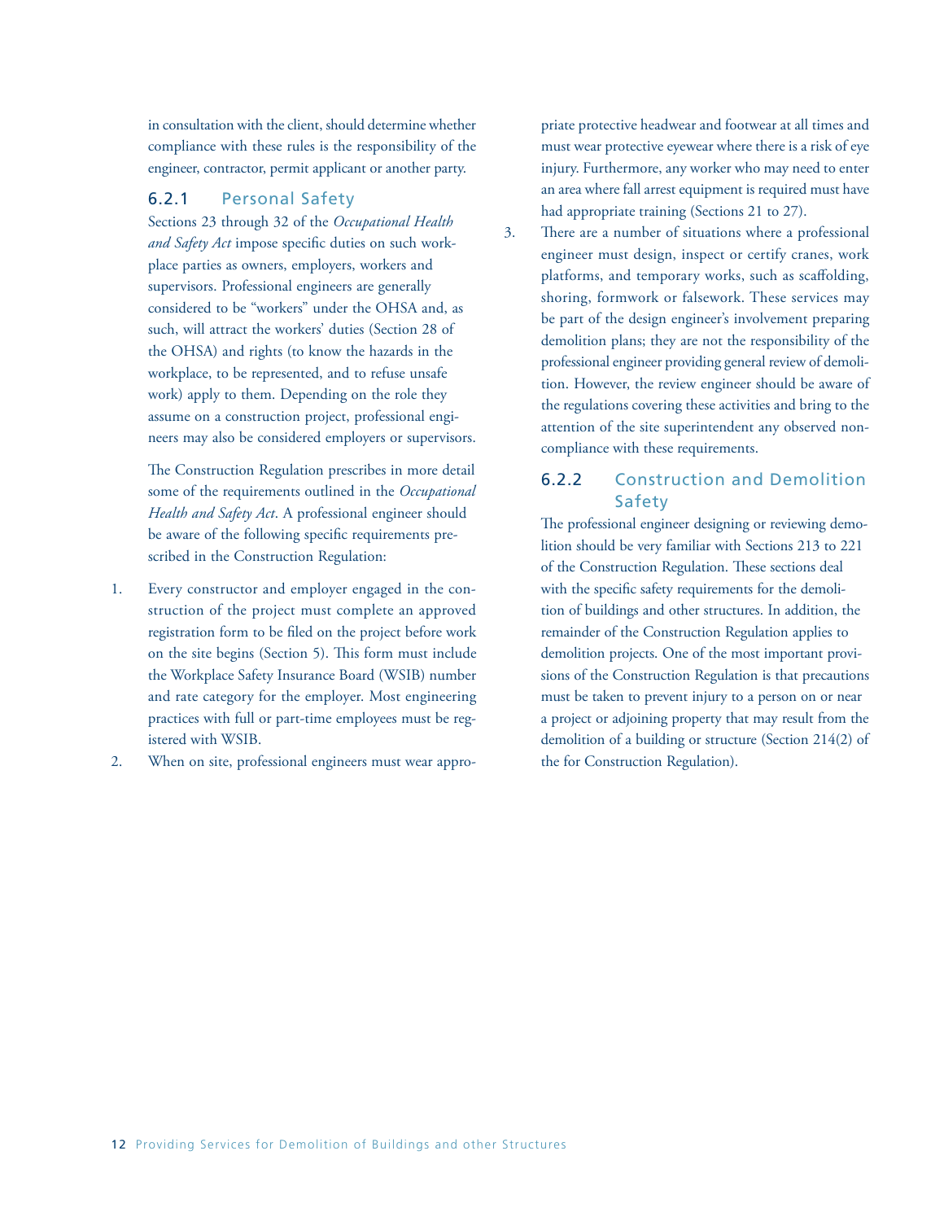in consultation with the client, should determine whether compliance with these rules is the responsibility of the engineer, contractor, permit applicant or another party.

### 6.2.1 Personal Safety

Sections 23 through 32 of the *Occupational Health and Safety Act* impose specific duties on such workplace parties as owners, employers, workers and supervisors. Professional engineers are generally considered to be "workers" under the OHSA and, as such, will attract the workers' duties (Section 28 of the OHSA) and rights (to know the hazards in the workplace, to be represented, and to refuse unsafe work) apply to them. Depending on the role they assume on a construction project, professional engineers may also be considered employers or supervisors.

The Construction Regulation prescribes in more detail some of the requirements outlined in the *Occupational Health and Safety Act*. A professional engineer should be aware of the following specific requirements prescribed in the Construction Regulation:

1. Every constructor and employer engaged in the construction of the project must complete an approved registration form to be filed on the project before work on the site begins (Section 5). This form must include the Workplace Safety Insurance Board (WSIB) number and rate category for the employer. Most engineering practices with full or part-time employees must be registered with WSIB.
2. When on site, professional engineers must wear appropriate protective headwear and footwear at all times and must wear protective eyewear where there is a risk of eye injury. Furthermore, any worker who may need to enter an area where fall arrest equipment is required must have had appropriate training (Sections 21 to 27).
3. There are a number of situations where a professional engineer must design, inspect or certify cranes, work platforms, and temporary works, such as scaffolding, shoring, formwork or falsework. These services may be part of the design engineer's involvement preparing demolition plans; they are not the responsibility of the professional engineer providing general review of demolition. However, the review engineer should be aware of the regulations covering these activities and bring to the attention of the site superintendent any observed noncompliance with these requirements.

### 6.2.2 Construction and Demolition Safety

The professional engineer designing or reviewing demolition should be very familiar with Sections 213 to 221 of the Construction Regulation. These sections deal with the specific safety requirements for the demolition of buildings and other structures. In addition, the remainder of the Construction Regulation applies to demolition projects. One of the most important provisions of the Construction Regulation is that precautions must be taken to prevent injury to a person on or near a project or adjoining property that may result from the demolition of a building or structure (Section 214(2) of the for Construction Regulation).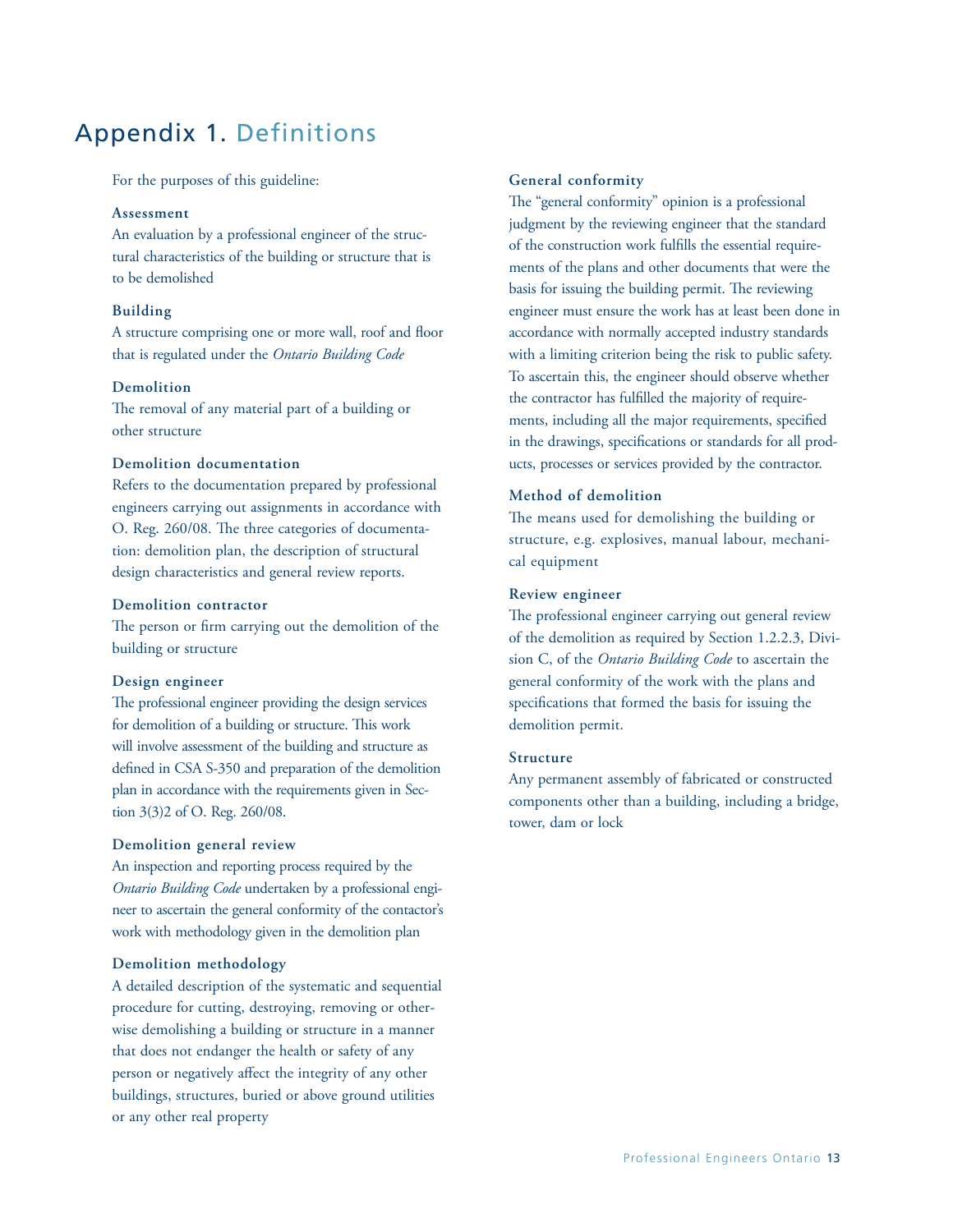# Appendix 1. Definitions

For the purposes of this guideline:

**Assessment**

An evaluation by a professional engineer of the structural characteristics of the building or structure that is to be demolished

**Building**

A structure comprising one or more wall, roof and floor that is regulated under the *Ontario Building Code*

**Demolition**

The removal of any material part of a building or other structure

**Demolition documentation**

Refers to the documentation prepared by professional engineers carrying out assignments in accordance with O. Reg. 260/08. The three categories of documentation: demolition plan, the description of structural design characteristics and general review reports.

**Demolition contractor**

The person or firm carrying out the demolition of the building or structure

**Design engineer**

The professional engineer providing the design services for demolition of a building or structure. This work will involve assessment of the building and structure as defined in CSA S-350 and preparation of the demolition plan in accordance with the requirements given in Section 3(3)2 of O. Reg. 260/08.

**Demolition general review**

An inspection and reporting process required by the *Ontario Building Code* undertaken by a professional engineer to ascertain the general conformity of the contactor's work with methodology given in the demolition plan

**Demolition methodology**

A detailed description of the systematic and sequential procedure for cutting, destroying, removing or otherwise demolishing a building or structure in a manner that does not endanger the health or safety of any person or negatively affect the integrity of any other buildings, structures, buried or above ground utilities or any other real property

**General conformity**

The "general conformity" opinion is a professional judgment by the reviewing engineer that the standard of the construction work fulfills the essential requirements of the plans and other documents that were the basis for issuing the building permit. The reviewing engineer must ensure the work has at least been done in accordance with normally accepted industry standards with a limiting criterion being the risk to public safety. To ascertain this, the engineer should observe whether the contractor has fulfilled the majority of requirements, including all the major requirements, specified in the drawings, specifications or standards for all products, processes or services provided by the contractor.

**Method of demolition**

The means used for demolishing the building or structure, e.g. explosives, manual labour, mechanical equipment

**Review engineer**

The professional engineer carrying out general review of the demolition as required by Section 1.2.2.3, Division C, of the *Ontario Building Code* to ascertain the general conformity of the work with the plans and specifications that formed the basis for issuing the demolition permit.

**Structure**

Any permanent assembly of fabricated or constructed components other than a building, including a bridge, tower, dam or lock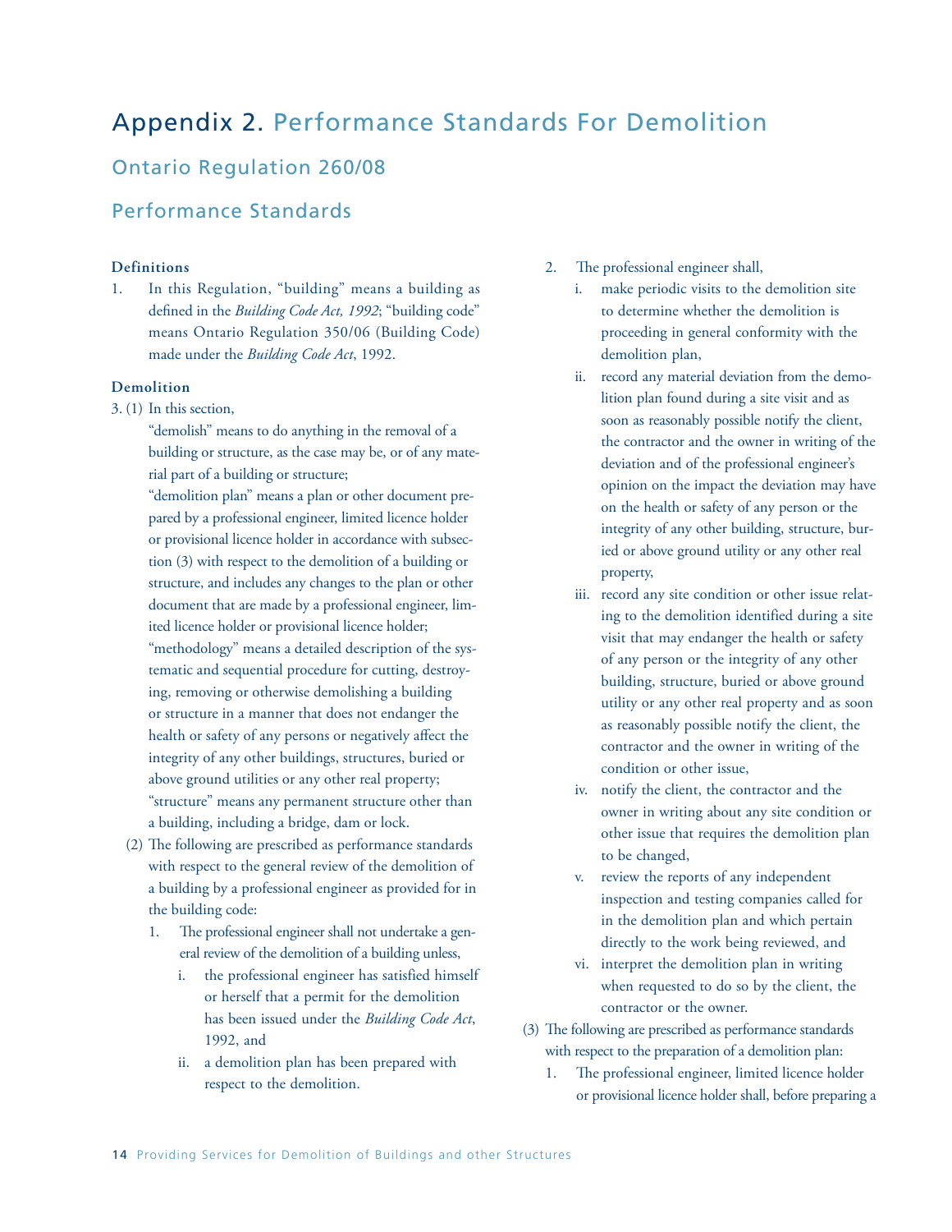# Appendix 2. Performance Standards For Demolition

## Ontario Regulation 260/08

## Performance Standards

**Definitions**

1. In this Regulation, "building" means a building as defined in the *Building Code Act, 1992*; "building code" means Ontario Regulation 350/06 (Building Code) made under the *Building Code Act*, 1992.

**Demolition**

3. (1) In this section,

"demolish" means to do anything in the removal of a building or structure, as the case may be, or of any material part of a building or structure;

"demolition plan" means a plan or other document prepared by a professional engineer, limited licence holder or provisional licence holder in accordance with subsection (3) with respect to the demolition of a building or structure, and includes any changes to the plan or other document that are made by a professional engineer, limited licence holder or provisional licence holder;

"methodology" means a detailed description of the systematic and sequential procedure for cutting, destroying, removing or otherwise demolishing a building or structure in a manner that does not endanger the health or safety of any persons or negatively affect the integrity of any other buildings, structures, buried or above ground utilities or any other real property;

"structure" means any permanent structure other than a building, including a bridge, dam or lock.

(2) The following are prescribed as performance standards with respect to the general review of the demolition of a building by a professional engineer as provided for in the building code:

1. The professional engineer shall not undertake a general review of the demolition of a building unless,
   i. the professional engineer has satisfied himself or herself that a permit for the demolition has been issued under the *Building Code Act*, 1992, and
   ii. a demolition plan has been prepared with respect to the demolition.
2. The professional engineer shall,
   i. make periodic visits to the demolition site to determine whether the demolition is proceeding in general conformity with the demolition plan,
   ii. record any material deviation from the demolition plan found during a site visit and as soon as reasonably possible notify the client, the contractor and the owner in writing of the deviation and of the professional engineer's opinion on the impact the deviation may have on the health or safety of any person or the integrity of any other building, structure, buried or above ground utility or any other real property,
   iii. record any site condition or other issue relating to the demolition identified during a site visit that may endanger the health or safety of any person or the integrity of any other building, structure, buried or above ground utility or any other real property and as soon as reasonably possible notify the client, the contractor and the owner in writing of the condition or other issue,
   iv. notify the client, the contractor and the owner in writing about any site condition or other issue that requires the demolition plan to be changed,
   v. review the reports of any independent inspection and testing companies called for in the demolition plan and which pertain directly to the work being reviewed, and
   vi. interpret the demolition plan in writing when requested to do so by the client, the contractor or the owner.

(3) The following are prescribed as performance standards with respect to the preparation of a demolition plan:

1. The professional engineer, limited licence holder or provisional licence holder shall, before preparing a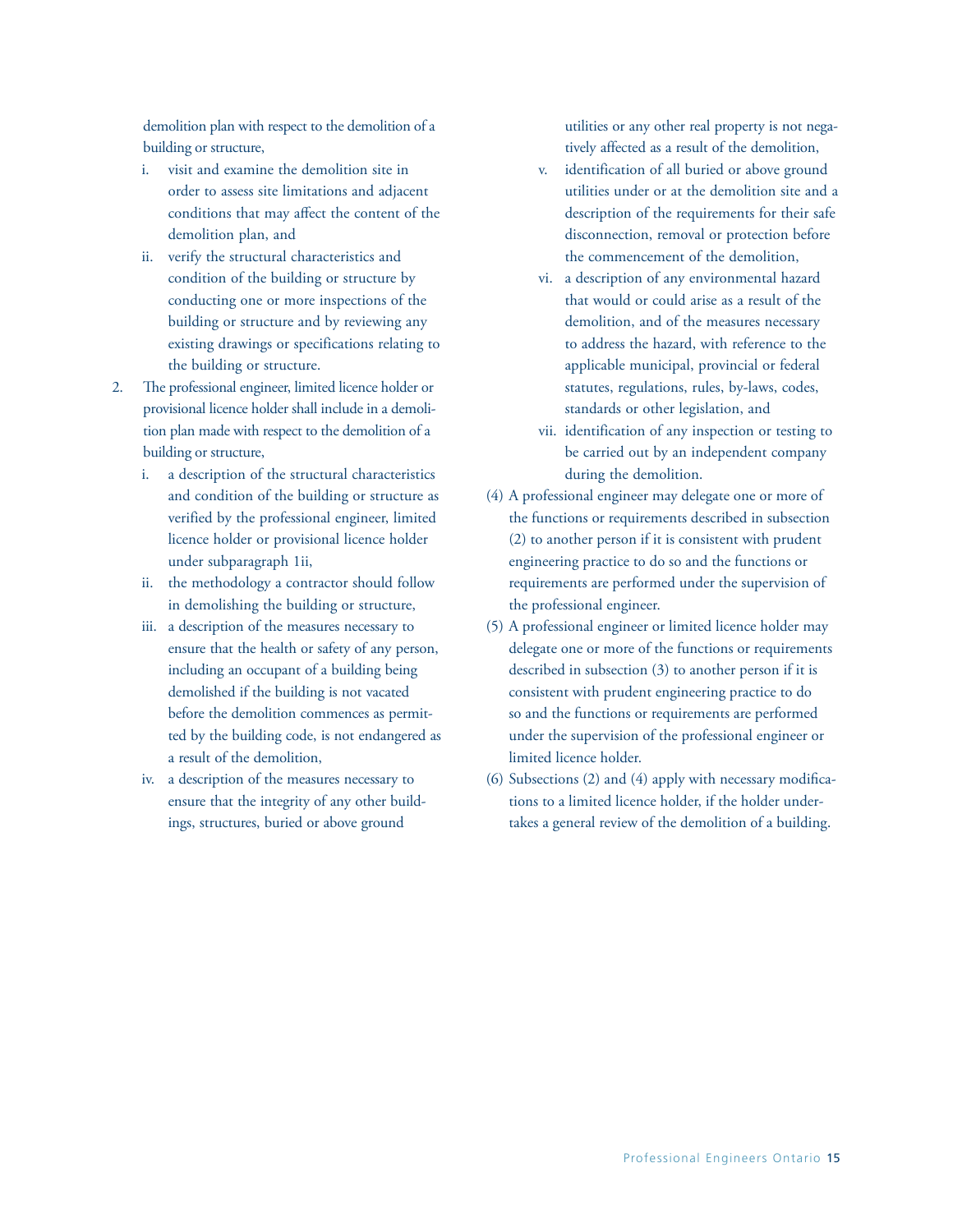demolition plan with respect to the demolition of a building or structure,

   i. visit and examine the demolition site in order to assess site limitations and adjacent conditions that may affect the content of the demolition plan, and

   ii. verify the structural characteristics and condition of the building or structure by conducting one or more inspections of the building or structure and by reviewing any existing drawings or specifications relating to the building or structure.

2. The professional engineer, limited licence holder or provisional licence holder shall include in a demolition plan made with respect to the demolition of a building or structure,

   i. a description of the structural characteristics and condition of the building or structure as verified by the professional engineer, limited licence holder or provisional licence holder under subparagraph 1ii,

   ii. the methodology a contractor should follow in demolishing the building or structure,

   iii. a description of the measures necessary to ensure that the health or safety of any person, including an occupant of a building being demolished if the building is not vacated before the demolition commences as permitted by the building code, is not endangered as a result of the demolition,

   iv. a description of the measures necessary to ensure that the integrity of any other buildings, structures, buried or above ground utilities or any other real property is not negatively affected as a result of the demolition,

   v. identification of all buried or above ground utilities under or at the demolition site and a description of the requirements for their safe disconnection, removal or protection before the commencement of the demolition,

   vi. a description of any environmental hazard that would or could arise as a result of the demolition, and of the measures necessary to address the hazard, with reference to the applicable municipal, provincial or federal statutes, regulations, rules, by-laws, codes, standards or other legislation, and

   vii. identification of any inspection or testing to be carried out by an independent company during the demolition.

(4) A professional engineer may delegate one or more of the functions or requirements described in subsection (2) to another person if it is consistent with prudent engineering practice to do so and the functions or requirements are performed under the supervision of the professional engineer.

(5) A professional engineer or limited licence holder may delegate one or more of the functions or requirements described in subsection (3) to another person if it is consistent with prudent engineering practice to do so and the functions or requirements are performed under the supervision of the professional engineer or limited licence holder.

(6) Subsections (2) and (4) apply with necessary modifications to a limited licence holder, if the holder undertakes a general review of the demolition of a building.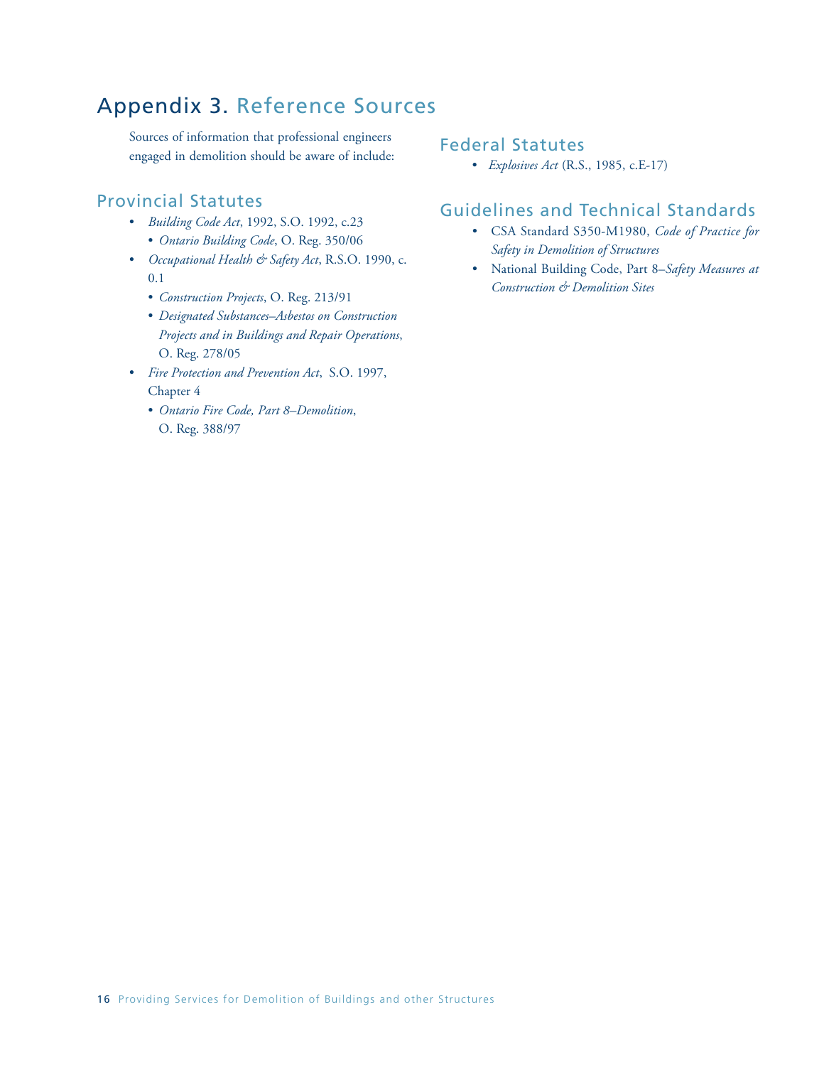# Appendix 3. Reference Sources

Sources of information that professional engineers engaged in demolition should be aware of include:

## Provincial Statutes

- *Building Code Act*, 1992, S.O. 1992, c.23
  - *Ontario Building Code*, O. Reg. 350/06
- *Occupational Health & Safety Act*, R.S.O. 1990, c. 0.1
  - *Construction Projects*, O. Reg. 213/91
  - *Designated Substances–Asbestos on Construction Projects and in Buildings and Repair Operations*, O. Reg. 278/05
- *Fire Protection and Prevention Act*, S.O. 1997, Chapter 4
  - *Ontario Fire Code, Part 8–Demolition*, O. Reg. 388/97

## Federal Statutes

- *Explosives Act* (R.S., 1985, c.E-17)

## Guidelines and Technical Standards

- CSA Standard S350-M1980, *Code of Practice for Safety in Demolition of Structures*
- National Building Code, Part 8–*Safety Measures at Construction & Demolition Sites*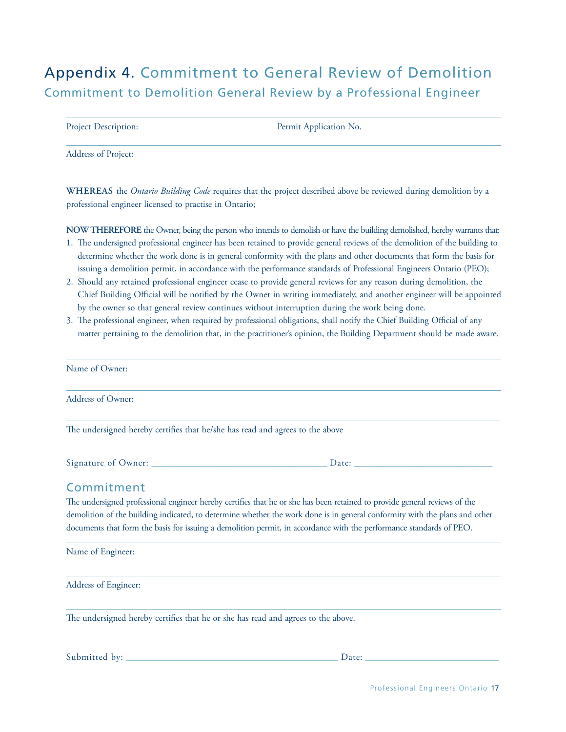# Appendix 4. Commitment to General Review of Demolition

## Commitment to Demolition General Review by a Professional Engineer

Project Description: Permit Application No.

Address of Project:

**WHEREAS** the *Ontario Building Code* requires that the project described above be reviewed during demolition by a professional engineer licensed to practise in Ontario;

**NOW THEREFORE** the Owner, being the person who intends to demolish or have the building demolished, hereby warrants that:

1. The undersigned professional engineer has been retained to provide general reviews of the demolition of the building to determine whether the work done is in general conformity with the plans and other documents that form the basis for issuing a demolition permit, in accordance with the performance standards of Professional Engineers Ontario (PEO);
2. Should any retained professional engineer cease to provide general reviews for any reason during demolition, the Chief Building Official will be notified by the Owner in writing immediately, and another engineer will be appointed by the owner so that general review continues without interruption during the work being done.
3. The professional engineer, when required by professional obligations, shall notify the Chief Building Official of any matter pertaining to the demolition that, in the practitioner's opinion, the Building Department should be made aware.

Name of Owner:

Address of Owner:

The undersigned hereby certifies that he/she has read and agrees to the above

Signature of Owner: ____________________________________ Date: _____________________________

## Commitment

The undersigned professional engineer hereby certifies that he or she has been retained to provide general reviews of the demolition of the building indicated, to determine whether the work done is in general conformity with the plans and other documents that form the basis for issuing a demolition permit, in accordance with the performance standards of PEO.

Name of Engineer:

Address of Engineer:

The undersigned hereby certifies that he or she has read and agrees to the above.

Submitted by: ____________________________________________ Date: _____________________________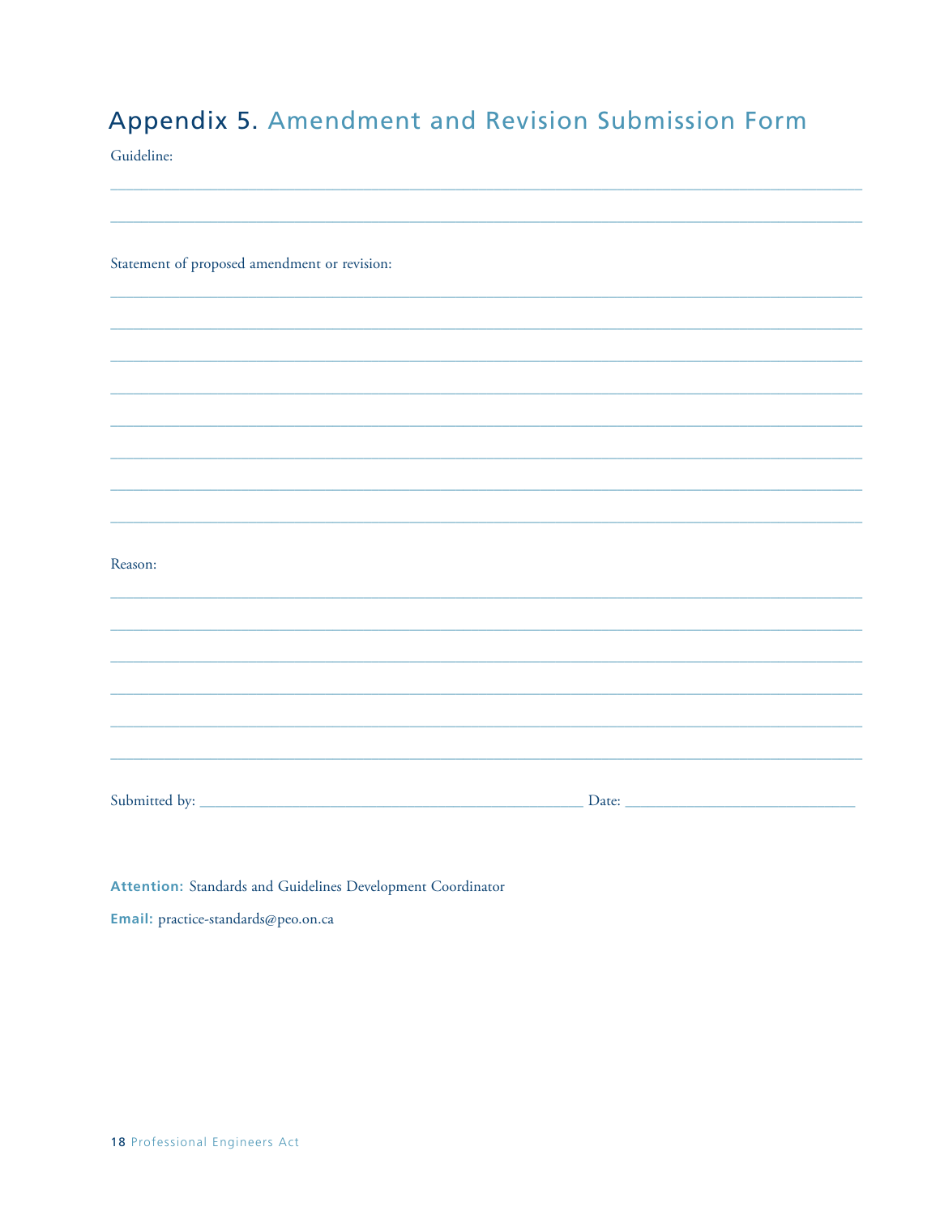# Appendix 5. Amendment and Revision Submission Form

Guideline:

\_\_\_\_\_\_\_\_\_\_\_\_\_\_\_\_\_\_\_\_\_\_\_\_\_\_\_\_\_\_\_\_\_\_\_\_\_\_\_\_\_\_\_\_\_\_\_\_\_\_\_\_\_\_\_\_\_\_\_\_\_\_\_\_\_\_\_\_\_\_\_\_\_\_\_\_

\_\_\_\_\_\_\_\_\_\_\_\_\_\_\_\_\_\_\_\_\_\_\_\_\_\_\_\_\_\_\_\_\_\_\_\_\_\_\_\_\_\_\_\_\_\_\_\_\_\_\_\_\_\_\_\_\_\_\_\_\_\_\_\_\_\_\_\_\_\_\_\_\_\_\_\_

Statement of proposed amendment or revision:

\_\_\_\_\_\_\_\_\_\_\_\_\_\_\_\_\_\_\_\_\_\_\_\_\_\_\_\_\_\_\_\_\_\_\_\_\_\_\_\_\_\_\_\_\_\_\_\_\_\_\_\_\_\_\_\_\_\_\_\_\_\_\_\_\_\_\_\_\_\_\_\_\_\_\_\_

\_\_\_\_\_\_\_\_\_\_\_\_\_\_\_\_\_\_\_\_\_\_\_\_\_\_\_\_\_\_\_\_\_\_\_\_\_\_\_\_\_\_\_\_\_\_\_\_\_\_\_\_\_\_\_\_\_\_\_\_\_\_\_\_\_\_\_\_\_\_\_\_\_\_\_\_

\_\_\_\_\_\_\_\_\_\_\_\_\_\_\_\_\_\_\_\_\_\_\_\_\_\_\_\_\_\_\_\_\_\_\_\_\_\_\_\_\_\_\_\_\_\_\_\_\_\_\_\_\_\_\_\_\_\_\_\_\_\_\_\_\_\_\_\_\_\_\_\_\_\_\_\_

\_\_\_\_\_\_\_\_\_\_\_\_\_\_\_\_\_\_\_\_\_\_\_\_\_\_\_\_\_\_\_\_\_\_\_\_\_\_\_\_\_\_\_\_\_\_\_\_\_\_\_\_\_\_\_\_\_\_\_\_\_\_\_\_\_\_\_\_\_\_\_\_\_\_\_\_

\_\_\_\_\_\_\_\_\_\_\_\_\_\_\_\_\_\_\_\_\_\_\_\_\_\_\_\_\_\_\_\_\_\_\_\_\_\_\_\_\_\_\_\_\_\_\_\_\_\_\_\_\_\_\_\_\_\_\_\_\_\_\_\_\_\_\_\_\_\_\_\_\_\_\_\_

\_\_\_\_\_\_\_\_\_\_\_\_\_\_\_\_\_\_\_\_\_\_\_\_\_\_\_\_\_\_\_\_\_\_\_\_\_\_\_\_\_\_\_\_\_\_\_\_\_\_\_\_\_\_\_\_\_\_\_\_\_\_\_\_\_\_\_\_\_\_\_\_\_\_\_\_

\_\_\_\_\_\_\_\_\_\_\_\_\_\_\_\_\_\_\_\_\_\_\_\_\_\_\_\_\_\_\_\_\_\_\_\_\_\_\_\_\_\_\_\_\_\_\_\_\_\_\_\_\_\_\_\_\_\_\_\_\_\_\_\_\_\_\_\_\_\_\_\_\_\_\_\_

\_\_\_\_\_\_\_\_\_\_\_\_\_\_\_\_\_\_\_\_\_\_\_\_\_\_\_\_\_\_\_\_\_\_\_\_\_\_\_\_\_\_\_\_\_\_\_\_\_\_\_\_\_\_\_\_\_\_\_\_\_\_\_\_\_\_\_\_\_\_\_\_\_\_\_\_

Reason:

\_\_\_\_\_\_\_\_\_\_\_\_\_\_\_\_\_\_\_\_\_\_\_\_\_\_\_\_\_\_\_\_\_\_\_\_\_\_\_\_\_\_\_\_\_\_\_\_\_\_\_\_\_\_\_\_\_\_\_\_\_\_\_\_\_\_\_\_\_\_\_\_\_\_\_\_

\_\_\_\_\_\_\_\_\_\_\_\_\_\_\_\_\_\_\_\_\_\_\_\_\_\_\_\_\_\_\_\_\_\_\_\_\_\_\_\_\_\_\_\_\_\_\_\_\_\_\_\_\_\_\_\_\_\_\_\_\_\_\_\_\_\_\_\_\_\_\_\_\_\_\_\_

\_\_\_\_\_\_\_\_\_\_\_\_\_\_\_\_\_\_\_\_\_\_\_\_\_\_\_\_\_\_\_\_\_\_\_\_\_\_\_\_\_\_\_\_\_\_\_\_\_\_\_\_\_\_\_\_\_\_\_\_\_\_\_\_\_\_\_\_\_\_\_\_\_\_\_\_

\_\_\_\_\_\_\_\_\_\_\_\_\_\_\_\_\_\_\_\_\_\_\_\_\_\_\_\_\_\_\_\_\_\_\_\_\_\_\_\_\_\_\_\_\_\_\_\_\_\_\_\_\_\_\_\_\_\_\_\_\_\_\_\_\_\_\_\_\_\_\_\_\_\_\_\_

\_\_\_\_\_\_\_\_\_\_\_\_\_\_\_\_\_\_\_\_\_\_\_\_\_\_\_\_\_\_\_\_\_\_\_\_\_\_\_\_\_\_\_\_\_\_\_\_\_\_\_\_\_\_\_\_\_\_\_\_\_\_\_\_\_\_\_\_\_\_\_\_\_\_\_\_

\_\_\_\_\_\_\_\_\_\_\_\_\_\_\_\_\_\_\_\_\_\_\_\_\_\_\_\_\_\_\_\_\_\_\_\_\_\_\_\_\_\_\_\_\_\_\_\_\_\_\_\_\_\_\_\_\_\_\_\_\_\_\_\_\_\_\_\_\_\_\_\_\_\_\_\_

Submitted by: \_\_\_\_\_\_\_\_\_\_\_\_\_\_\_\_\_\_\_\_\_\_\_\_\_\_\_\_\_\_\_\_\_\_\_\_\_\_\_\_ Date: \_\_\_\_\_\_\_\_\_\_\_\_\_\_\_\_\_\_\_\_\_\_\_\_

**Attention:** Standards and Guidelines Development Coordinator

**Email:** practice-standards@peo.on.ca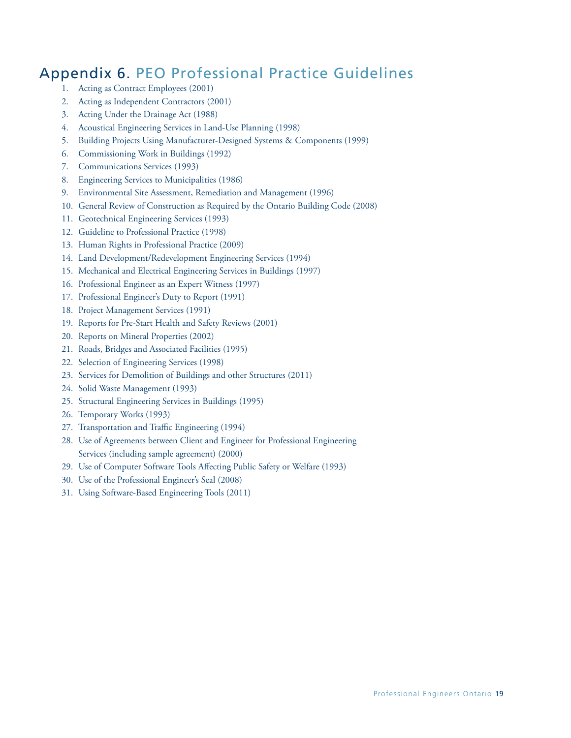# Appendix 6. PEO Professional Practice Guidelines

1. Acting as Contract Employees (2001)
2. Acting as Independent Contractors (2001)
3. Acting Under the Drainage Act (1988)
4. Acoustical Engineering Services in Land-Use Planning (1998)
5. Building Projects Using Manufacturer-Designed Systems & Components (1999)
6. Commissioning Work in Buildings (1992)
7. Communications Services (1993)
8. Engineering Services to Municipalities (1986)
9. Environmental Site Assessment, Remediation and Management (1996)
10. General Review of Construction as Required by the Ontario Building Code (2008)
11. Geotechnical Engineering Services (1993)
12. Guideline to Professional Practice (1998)
13. Human Rights in Professional Practice (2009)
14. Land Development/Redevelopment Engineering Services (1994)
15. Mechanical and Electrical Engineering Services in Buildings (1997)
16. Professional Engineer as an Expert Witness (1997)
17. Professional Engineer's Duty to Report (1991)
18. Project Management Services (1991)
19. Reports for Pre-Start Health and Safety Reviews (2001)
20. Reports on Mineral Properties (2002)
21. Roads, Bridges and Associated Facilities (1995)
22. Selection of Engineering Services (1998)
23. Services for Demolition of Buildings and other Structures (2011)
24. Solid Waste Management (1993)
25. Structural Engineering Services in Buildings (1995)
26. Temporary Works (1993)
27. Transportation and Traffic Engineering (1994)
28. Use of Agreements between Client and Engineer for Professional Engineering Services (including sample agreement) (2000)
29. Use of Computer Software Tools Affecting Public Safety or Welfare (1993)
30. Use of the Professional Engineer's Seal (2008)
31. Using Software-Based Engineering Tools (2011)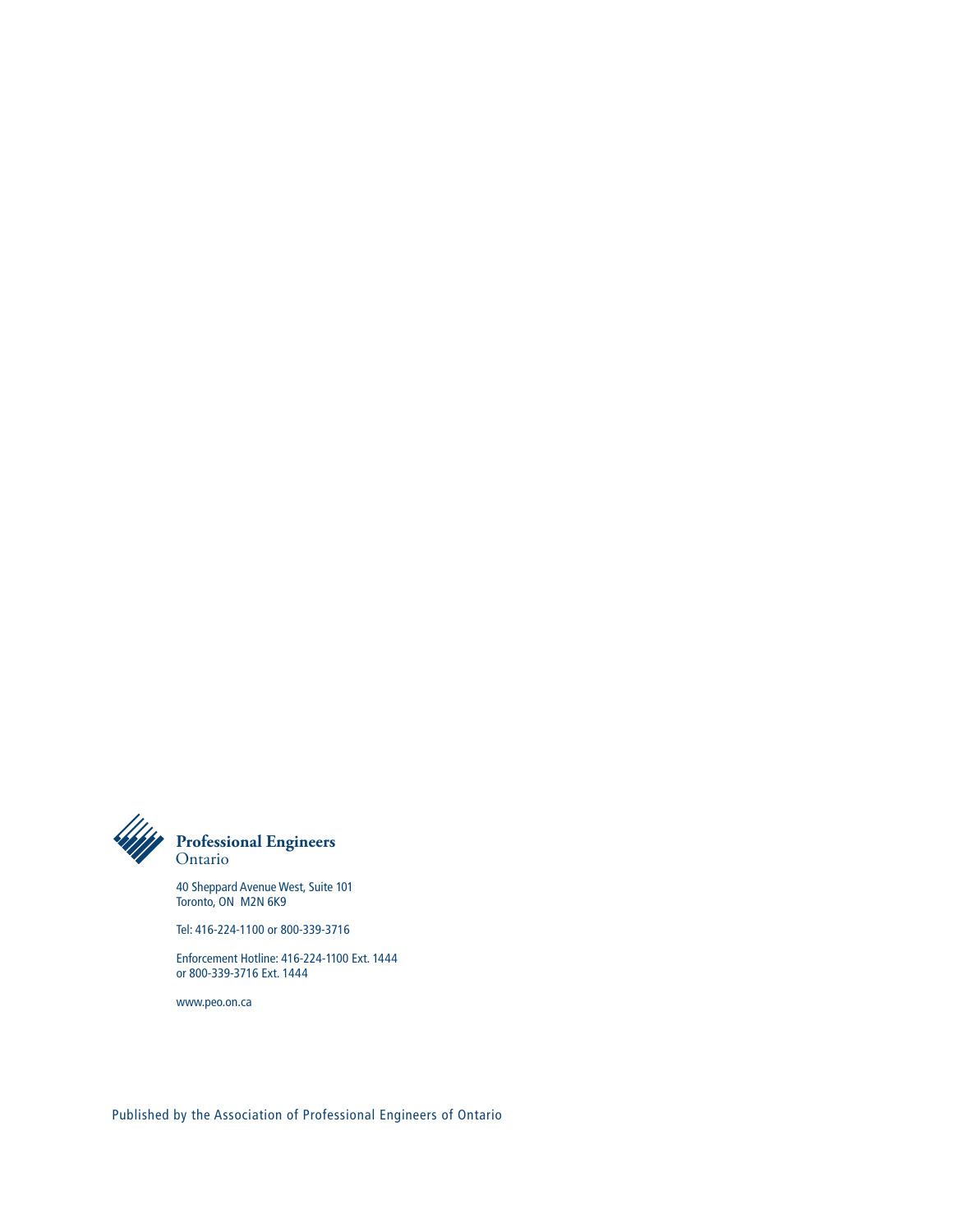**Professional Engineers**
Ontario

40 Sheppard Avenue West, Suite 101
Toronto, ON  M2N 6K9

Tel: 416-224-1100 or 800-339-3716

Enforcement Hotline: 416-224-1100 Ext. 1444
or 800-339-3716 Ext. 1444

www.peo.on.ca

Published by the Association of Professional Engineers of Ontario